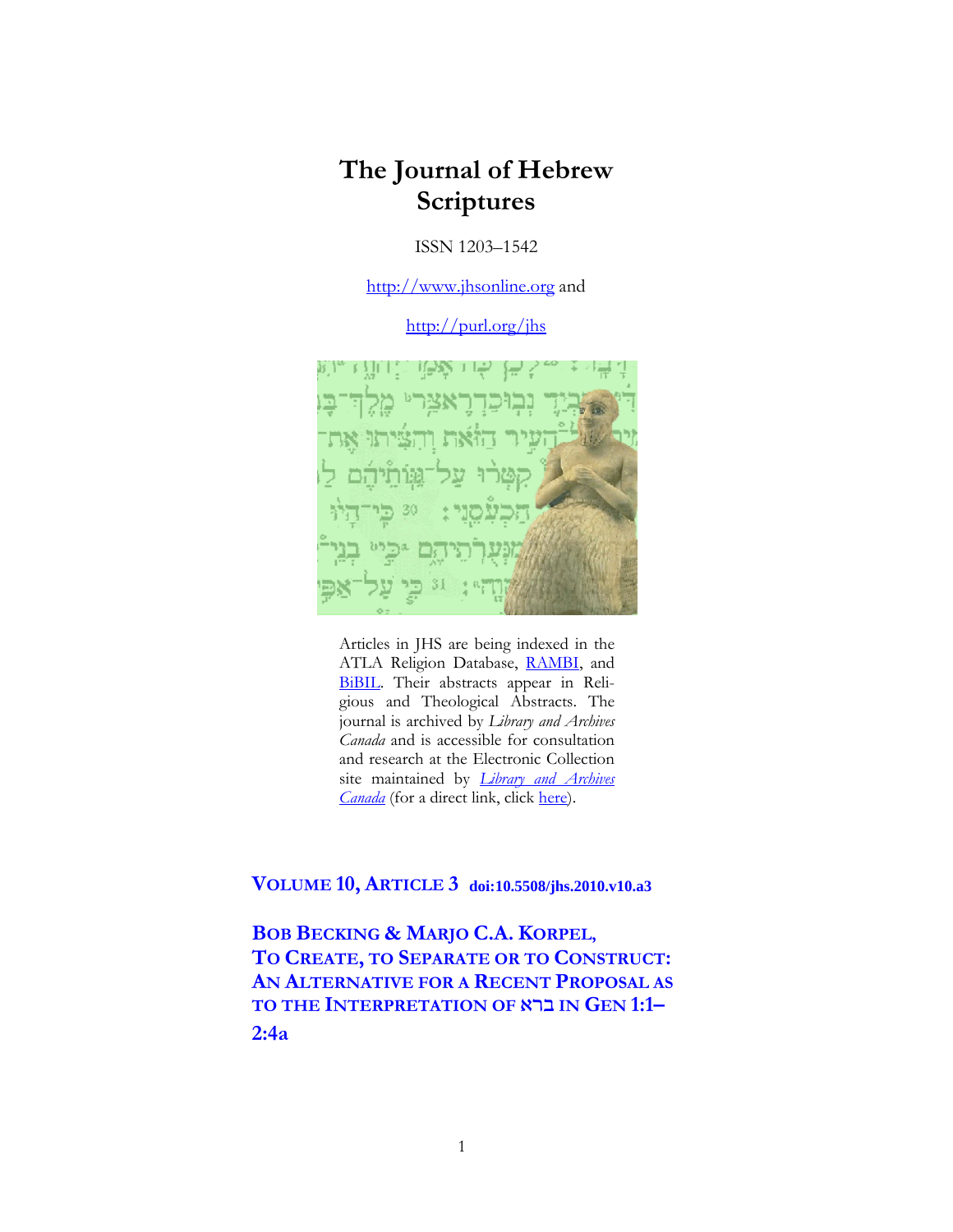# The Journal of Hebrew Scriptures

ISSN 1203–1542

http://www.jhsonline.org and

http://purl.org/jhs

Articles in JHS are being indexed in the ATLA Religion Database, RAMBI, and BiBIL. Their abstracts appear in Religious and Theological Abstracts. The journal is archived by *Library and Archives Canada* and is accessible for consultation and research at the Electronic Collection site maintained by *Library and Archives Canada* (for a direct link, click here).

## VOLUME 10, ARTICLE 3 doi:10.5508/jhs.2010.v10.a3

## BOB BECKING & MARJO C.A. KORPEL, TO CREATE, TO SEPARATE OR TO CONSTRUCT: AN ALTERNATIVE FOR A RECENT PROPOSAL AS TO THE INTERPRETATION OF ברא IN GEN 1:1–2:4a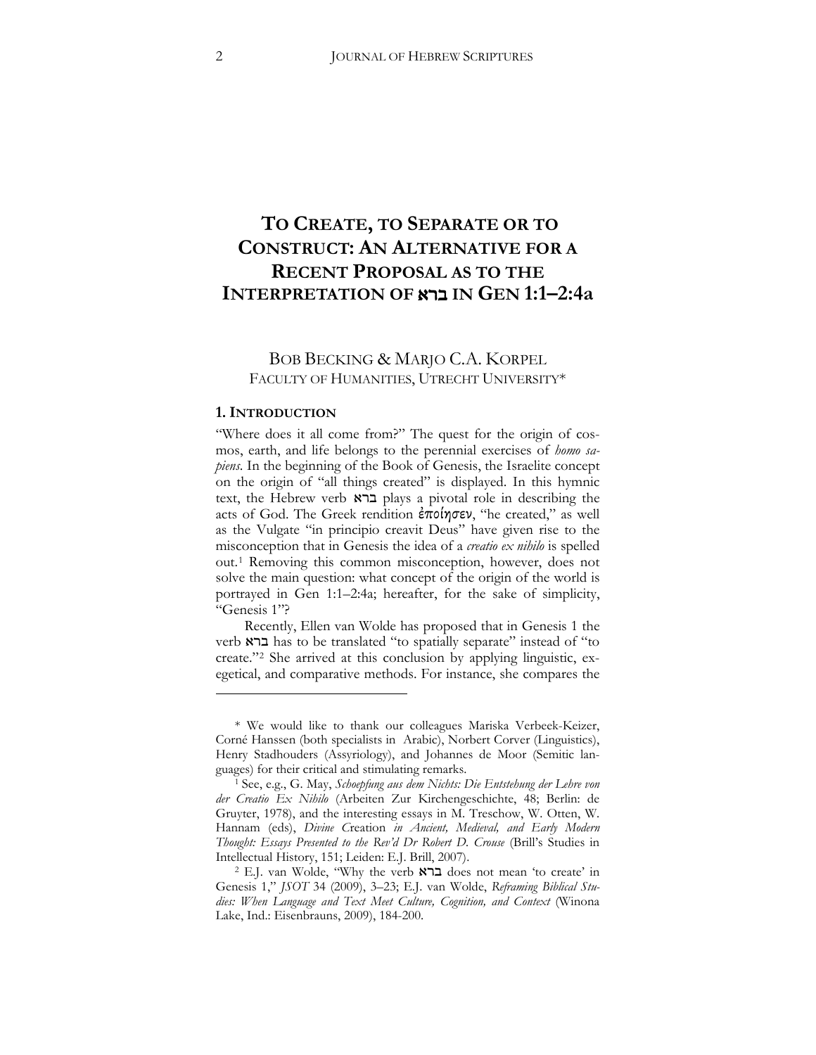# To Create, to Separate or to Construct: An Alternative for a Recent Proposal as to the Interpretation of ברא in Gen 1:1–2:4a

Bob Becking & Marjo C.A. Korpel
Faculty of Humanities, Utrecht University*

## 1. Introduction

"Where does it all come from?" The quest for the origin of cosmos, earth, and life belongs to the perennial exercises of *homo sapiens*. In the beginning of the Book of Genesis, the Israelite concept on the origin of "all things created" is displayed. In this hymnic text, the Hebrew verb ברא plays a pivotal role in describing the acts of God. The Greek rendition ἐποίησεν, "he created," as well as the Vulgate "in principio creavit Deus" have given rise to the misconception that in Genesis the idea of a *creatio ex nihilo* is spelled out.[1] Removing this common misconception, however, does not solve the main question: what concept of the origin of the world is portrayed in Gen 1:1–2:4a; hereafter, for the sake of simplicity, "Genesis 1"?

Recently, Ellen van Wolde has proposed that in Genesis 1 the verb ברא has to be translated "to spatially separate" instead of "to create."[2] She arrived at this conclusion by applying linguistic, exegetical, and comparative methods. For instance, she compares the

---

\* We would like to thank our colleagues Mariska Verbeek-Keizer, Corné Hanssen (both specialists in Arabic), Norbert Corver (Linguistics), Henry Stadhouders (Assyriology), and Johannes de Moor (Semitic languages) for their critical and stimulating remarks.

[1] See, e.g., G. May, *Schoepfung aus dem Nichts: Die Entstehung der Lehre von der Creatio Ex Nihilo* (Arbeiten Zur Kirchengeschichte, 48; Berlin: de Gruyter, 1978), and the interesting essays in M. Treschow, W. Otten, W. Hannam (eds), *Divine* Creation *in Ancient, Medieval, and Early Modern Thought: Essays Presented to the Rev'd Dr Robert D. Crouse* (Brill's Studies in Intellectual History, 151; Leiden: E.J. Brill, 2007).

[2] E.J. van Wolde, "Why the verb ברא does not mean 'to create' in Genesis 1," *JSOT* 34 (2009), 3–23; E.J. van Wolde, *Reframing Biblical Studies: When Language and Text Meet Culture, Cognition, and Context* (Winona Lake, Ind.: Eisenbrauns, 2009), 184-200.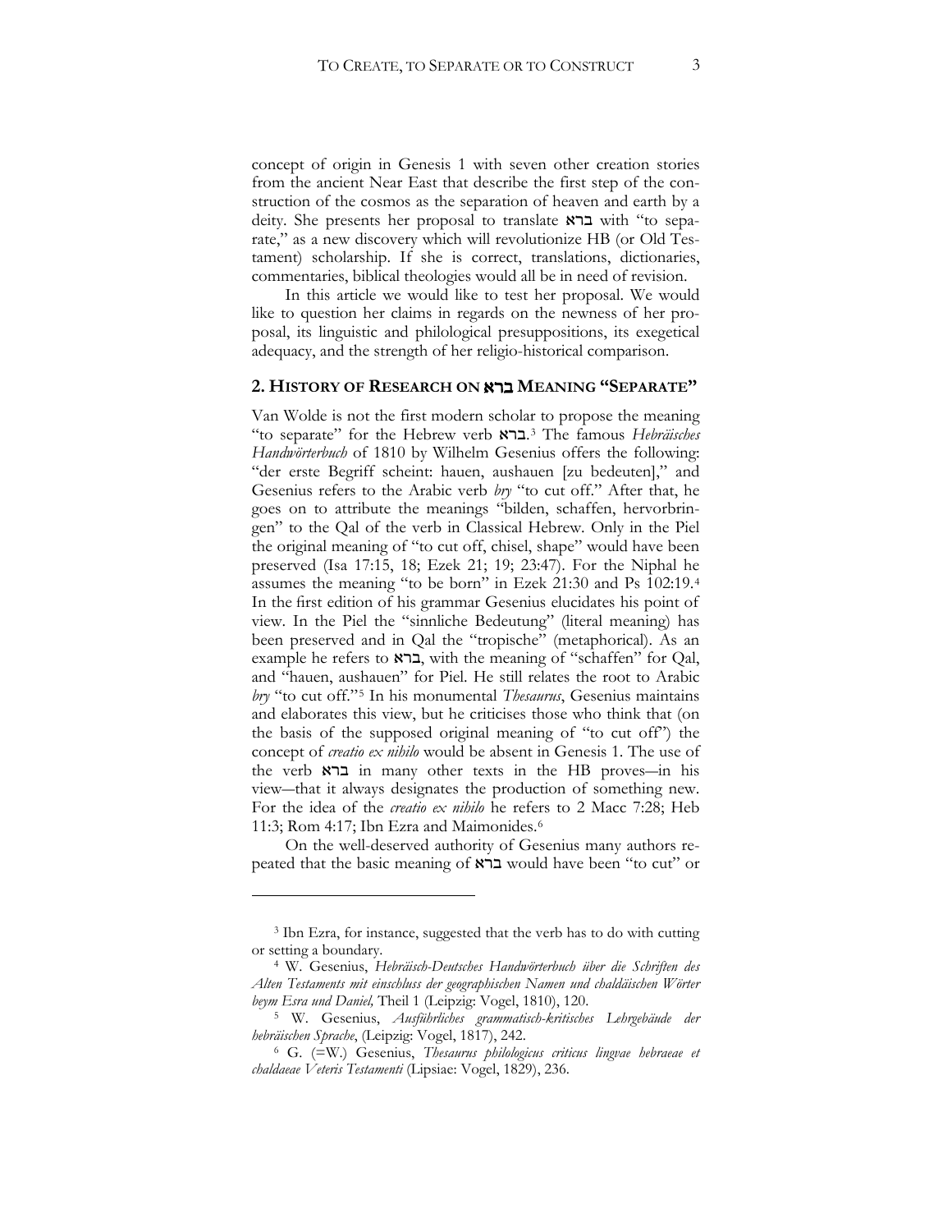concept of origin in Genesis 1 with seven other creation stories from the ancient Near East that describe the first step of the construction of the cosmos as the separation of heaven and earth by a deity. She presents her proposal to translate ברא with "to separate," as a new discovery which will revolutionize HB (or Old Testament) scholarship. If she is correct, translations, dictionaries, commentaries, biblical theologies would all be in need of revision.

In this article we would like to test her proposal. We would like to question her claims in regards on the newness of her proposal, its linguistic and philological presuppositions, its exegetical adequacy, and the strength of her religio-historical comparison.

## 2. History of Research on ברא Meaning "Separate"

Van Wolde is not the first modern scholar to propose the meaning "to separate" for the Hebrew verb ברא.[3] The famous *Hebräisches Handwörterbuch* of 1810 by Wilhelm Gesenius offers the following: "der erste Begriff scheint: hauen, aushauen [zu bedeuten]," and Gesenius refers to the Arabic verb *bry* "to cut off." After that, he goes on to attribute the meanings "bilden, schaffen, hervorbringen" to the Qal of the verb in Classical Hebrew. Only in the Piel the original meaning of "to cut off, chisel, shape" would have been preserved (Isa 17:15, 18; Ezek 21; 19; 23:47). For the Niphal he assumes the meaning "to be born" in Ezek 21:30 and Ps 102:19.[4] In the first edition of his grammar Gesenius elucidates his point of view. In the Piel the "sinnliche Bedeutung" (literal meaning) has been preserved and in Qal the "tropische" (metaphorical). As an example he refers to ברא, with the meaning of "schaffen" for Qal, and "hauen, aushauen" for Piel. He still relates the root to Arabic *bry* "to cut off."[5] In his monumental *Thesaurus*, Gesenius maintains and elaborates this view, but he criticises those who think that (on the basis of the supposed original meaning of "to cut off") the concept of *creatio ex nihilo* would be absent in Genesis 1. The use of the verb ברא in many other texts in the HB proves—in his view—that it always designates the production of something new. For the idea of the *creatio ex nihilo* he refers to 2 Macc 7:28; Heb 11:3; Rom 4:17; Ibn Ezra and Maimonides.[6]

On the well-deserved authority of Gesenius many authors repeated that the basic meaning of ברא would have been "to cut" or

---

[3] Ibn Ezra, for instance, suggested that the verb has to do with cutting or setting a boundary.

[4] W. Gesenius, *Hebräisch-Deutsches Handwörterbuch über die Schriften des Alten Testaments mit einschluss der geographischen Namen und chaldäischen Wörter beym Esra und Daniel,* Theil 1 (Leipzig: Vogel, 1810), 120.

[5] W. Gesenius, *Ausführliches grammatisch-kritisches Lehrgebäude der hebräischen Sprache*, (Leipzig: Vogel, 1817), 242.

[6] G. (=W.) Gesenius, *Thesaurus philologicus criticus lingvae hebraeae et chaldaeae Veteris Testamenti* (Lipsiae: Vogel, 1829), 236.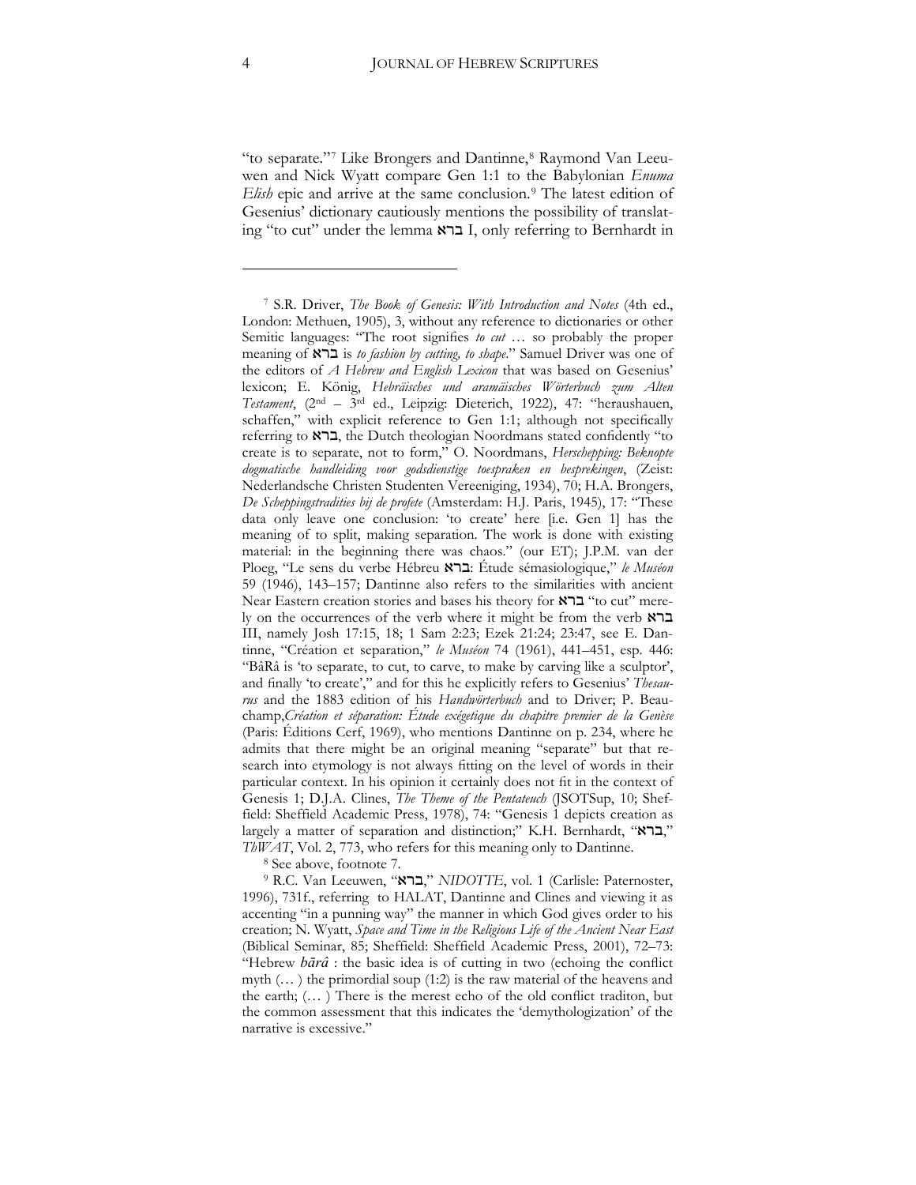"to separate."[7] Like Brongers and Dantinne,[8] Raymond Van Leeuwen and Nick Wyatt compare Gen 1:1 to the Babylonian *Enuma Elish* epic and arrive at the same conclusion.[9] The latest edition of Gesenius' dictionary cautiously mentions the possibility of translating "to cut" under the lemma ברא I, only referring to Bernhardt in

---

[7] S.R. Driver, *The Book of Genesis: With Introduction and Notes* (4th ed., London: Methuen, 1905), 3, without any reference to dictionaries or other Semitic languages: "The root signifies *to cut* … so probably the proper meaning of ברא is *to fashion by cutting, to shape*." Samuel Driver was one of the editors of *A Hebrew and English Lexicon* that was based on Gesenius' lexicon; E. König, *Hebräisches und aramäisches Wörterbuch zum Alten Testament*, (2nd – 3rd ed., Leipzig: Dieterich, 1922), 47: "heraushauen, schaffen," with explicit reference to Gen 1:1; although not specifically referring to ברא, the Dutch theologian Noordmans stated confidently "to create is to separate, not to form," O. Noordmans, *Herschepping: Beknopte dogmatische handleiding voor godsdienstige toespraken en besprekingen*, (Zeist: Nederlandsche Christen Studenten Vereeniging, 1934), 70; H.A. Brongers, *De Scheppingstradities bij de profete* (Amsterdam: H.J. Paris, 1945), 17: "These data only leave one conclusion: 'to create' here [i.e. Gen 1] has the meaning of to split, making separation. The work is done with existing material: in the beginning there was chaos." (our ET); J.P.M. van der Ploeg, "Le sens du verbe Hébreu ברא: Étude sémasiologique," *le Muséon* 59 (1946), 143–157; Dantinne also refers to the similarities with ancient Near Eastern creation stories and bases his theory for ברא "to cut" merely on the occurrences of the verb where it might be from the verb ברא III, namely Josh 17:15, 18; 1 Sam 2:23; Ezek 21:24; 23:47, see E. Dantinne, "Création et separation," *le Muséon* 74 (1961), 441–451, esp. 446: "BâRâ is 'to separate, to cut, to carve, to make by carving like a sculptor', and finally 'to create'," and for this he explicitly refers to Gesenius' *Thesaurus* and the 1883 edition of his *Handwörterbuch* and to Driver; P. Beauchamp,*Création et séparation: Étude exégetique du chapitre premier de la Genèse* (Paris: Éditions Cerf, 1969), who mentions Dantinne on p. 234, where he admits that there might be an original meaning "separate" but that research into etymology is not always fitting on the level of words in their particular context. In his opinion it certainly does not fit in the context of Genesis 1; D.J.A. Clines, *The Theme of the Pentateuch* (JSOTSup, 10; Sheffield: Sheffield Academic Press, 1978), 74: "Genesis 1 depicts creation as largely a matter of separation and distinction;" K.H. Bernhardt, "ברא," *ThWAT*, Vol. 2, 773, who refers for this meaning only to Dantinne.

[8] See above, footnote 7.

[9] R.C. Van Leeuwen, "ברא," *NIDOTTE*, vol. 1 (Carlisle: Paternoster, 1996), 731f., referring to HALAT, Dantinne and Clines and viewing it as accenting "in a punning way" the manner in which God gives order to his creation; N. Wyatt, *Space and Time in the Religious Life of the Ancient Near East* (Biblical Seminar, 85; Sheffield: Sheffield Academic Press, 2001), 72–73: "Hebrew *bārâ* : the basic idea is of cutting in two (echoing the conflict myth (… ) the primordial soup (1:2) is the raw material of the heavens and the earth; (… ) There is the merest echo of the old conflict traditon, but the common assessment that this indicates the 'demythologization' of the narrative is excessive."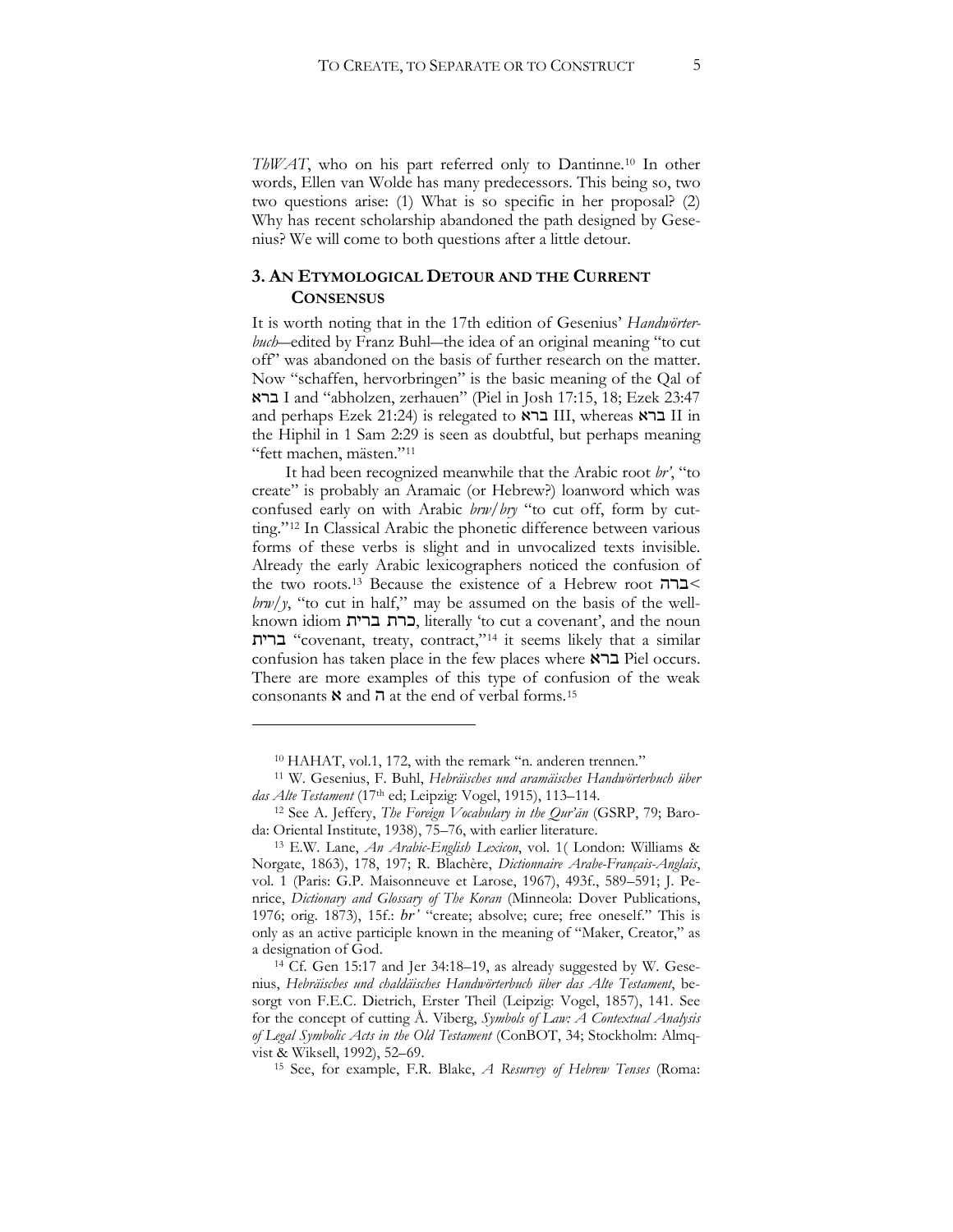*ThWAT*, who on his part referred only to Dantinne.[10] In other words, Ellen van Wolde has many predecessors. This being so, two two questions arise: (1) What is so specific in her proposal? (2) Why has recent scholarship abandoned the path designed by Gesenius? We will come to both questions after a little detour.

## 3. An Etymological Detour and the Current Consensus

It is worth noting that in the 17th edition of Gesenius' *Handwörterbuch*—edited by Franz Buhl—the idea of an original meaning "to cut off" was abandoned on the basis of further research on the matter. Now "schaffen, hervorbringen" is the basic meaning of the Qal of ברא I and "abholzen, zerhauen" (Piel in Josh 17:15, 18; Ezek 23:47 and perhaps Ezek 21:24) is relegated to ברא III, whereas ברא II in the Hiphil in 1 Sam 2:29 is seen as doubtful, but perhaps meaning "fett machen, mästen."[11]

It had been recognized meanwhile that the Arabic root *br'*, "to create" is probably an Aramaic (or Hebrew?) loanword which was confused early on with Arabic *brw/bry* "to cut off, form by cutting."[12] In Classical Arabic the phonetic difference between various forms of these verbs is slight and in unvocalized texts invisible. Already the early Arabic lexicographers noticed the confusion of the two roots.[13] Because the existence of a Hebrew root ברה< *brw/y*, "to cut in half," may be assumed on the basis of the well-known idiom כרת ברית, literally 'to cut a covenant', and the noun ברית "covenant, treaty, contract,"[14] it seems likely that a similar confusion has taken place in the few places where ברא Piel occurs. There are more examples of this type of confusion of the weak consonants א and ה at the end of verbal forms.[15]

---

[10] HAHAT, vol.1, 172, with the remark "n. anderen trennen."

[11] W. Gesenius, F. Buhl, *Hebräisches und aramäisches Handwörterbuch über das Alte Testament* (17th ed; Leipzig: Vogel, 1915), 113–114.

[12] See A. Jeffery, *The Foreign Vocabulary in the Qur'ān* (GSRP, 79; Baroda: Oriental Institute, 1938), 75–76, with earlier literature.

[13] E.W. Lane, *An Arabic-English Lexicon*, vol. 1( London: Williams & Norgate, 1863), 178, 197; R. Blachère, *Dictionnaire Arabe-Français-Anglais*, vol. 1 (Paris: G.P. Maisonneuve et Larose, 1967), 493f., 589–591; J. Penrice, *Dictionary and Glossary of The Koran* (Minneola: Dover Publications, 1976; orig. 1873), 15f.: *br'* "create; absolve; cure; free oneself." This is only as an active participle known in the meaning of "Maker, Creator," as a designation of God.

[14] Cf. Gen 15:17 and Jer 34:18–19, as already suggested by W. Gesenius, *Hebräisches und chaldäisches Handwörterbuch über das Alte Testament*, besorgt von F.E.C. Dietrich, Erster Theil (Leipzig: Vogel, 1857), 141. See for the concept of cutting Å. Viberg, *Symbols of Law: A Contextual Analysis of Legal Symbolic Acts in the Old Testament* (ConBOT, 34; Stockholm: Almqvist & Wiksell, 1992), 52–69.

[15] See, for example, F.R. Blake, *A Resurvey of Hebrew Tenses* (Roma: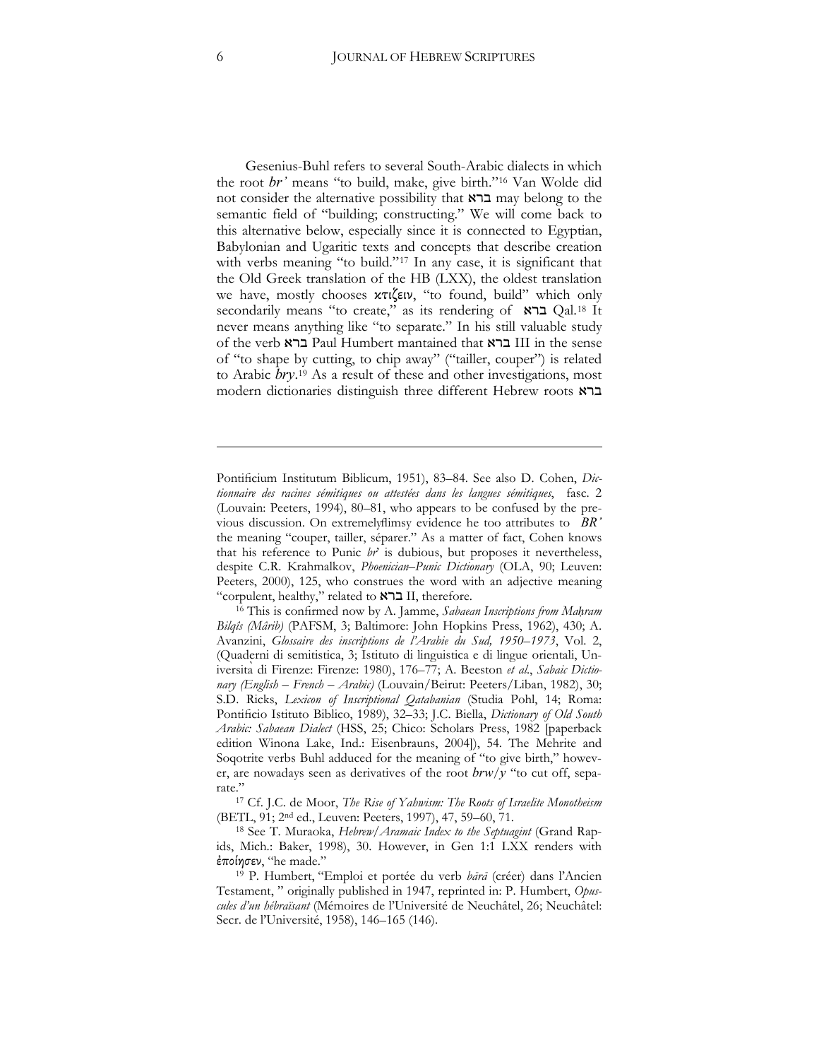Gesenius-Buhl refers to several South-Arabic dialects in which the root *br'* means "to build, make, give birth."[16] Van Wolde did not consider the alternative possibility that ברא may belong to the semantic field of "building; constructing." We will come back to this alternative below, especially since it is connected to Egyptian, Babylonian and Ugaritic texts and concepts that describe creation with verbs meaning "to build."[17] In any case, it is significant that the Old Greek translation of the HB (LXX), the oldest translation we have, mostly chooses κτιζειν, "to found, build" which only secondarily means "to create," as its rendering of ברא Qal.[18] It never means anything like "to separate." In his still valuable study of the verb ברא Paul Humbert mantained that ברא III in the sense of "to shape by cutting, to chip away" ("tailler, couper") is related to Arabic *bry*.[19] As a result of these and other investigations, most modern dictionaries distinguish three different Hebrew roots ברא

---

Pontificium Institutum Biblicum, 1951), 83–84. See also D. Cohen, *Dictionnaire des racines sémitiques ou attestées dans les langues sémitiques*, fasc. 2 (Louvain: Peeters, 1994), 80–81, who appears to be confused by the previous discussion. On extremelyflimsy evidence he too attributes to *BR'* the meaning "couper, tailler, séparer." As a matter of fact, Cohen knows that his reference to Punic *br'* is dubious, but proposes it nevertheless, despite C.R. Krahmalkov, *Phoenician–Punic Dictionary* (OLA, 90; Leuven: Peeters, 2000), 125, who construes the word with an adjective meaning "corpulent, healthy," related to ברא II, therefore.

[16] This is confirmed now by A. Jamme, *Sabaean Inscriptions from Maḥram Bilqîs (Mârib)* (PAFSM, 3; Baltimore: John Hopkins Press, 1962), 430; A. Avanzini, *Glossaire des inscriptions de l'Arabie du Sud, 1950–1973*, Vol. 2, (Quaderni di semitistica, 3; Istituto di linguistica e di lingue orientali, Università di Firenze: Firenze: 1980), 176–77; A. Beeston *et al*., *Sabaic Dictionary (English – French – Arabic)* (Louvain/Beirut: Peeters/Liban, 1982), 30; S.D. Ricks, *Lexicon of Inscriptional Qatabanian* (Studia Pohl, 14; Roma: Pontificio Istituto Biblico, 1989), 32–33; J.C. Biella, *Dictionary of Old South Arabic: Sabaean Dialect* (HSS, 25; Chico: Scholars Press, 1982 [paperback edition Winona Lake, Ind.: Eisenbrauns, 2004]), 54. The Mehrite and Soqotrite verbs Buhl adduced for the meaning of "to give birth," however, are nowadays seen as derivatives of the root *brw/y* "to cut off, separate."

[17] Cf. J.C. de Moor, *The Rise of Yahwism: The Roots of Israelite Monotheism* (BETL, 91; 2nd ed., Leuven: Peeters, 1997), 47, 59–60, 71.

[18] See T. Muraoka, *Hebrew/Aramaic Index to the Septuagint* (Grand Rapids, Mich.: Baker, 1998), 30. However, in Gen 1:1 LXX renders with ἐποίησεν, "he made."

[19] P. Humbert, "Emploi et portée du verb *bārā* (créer) dans l'Ancien Testament, " originally published in 1947, reprinted in: P. Humbert, *Opuscules d'un hébraïsant* (Mémoires de l'Université de Neuchâtel, 26; Neuchâtel: Secr. de l'Université, 1958), 146–165 (146).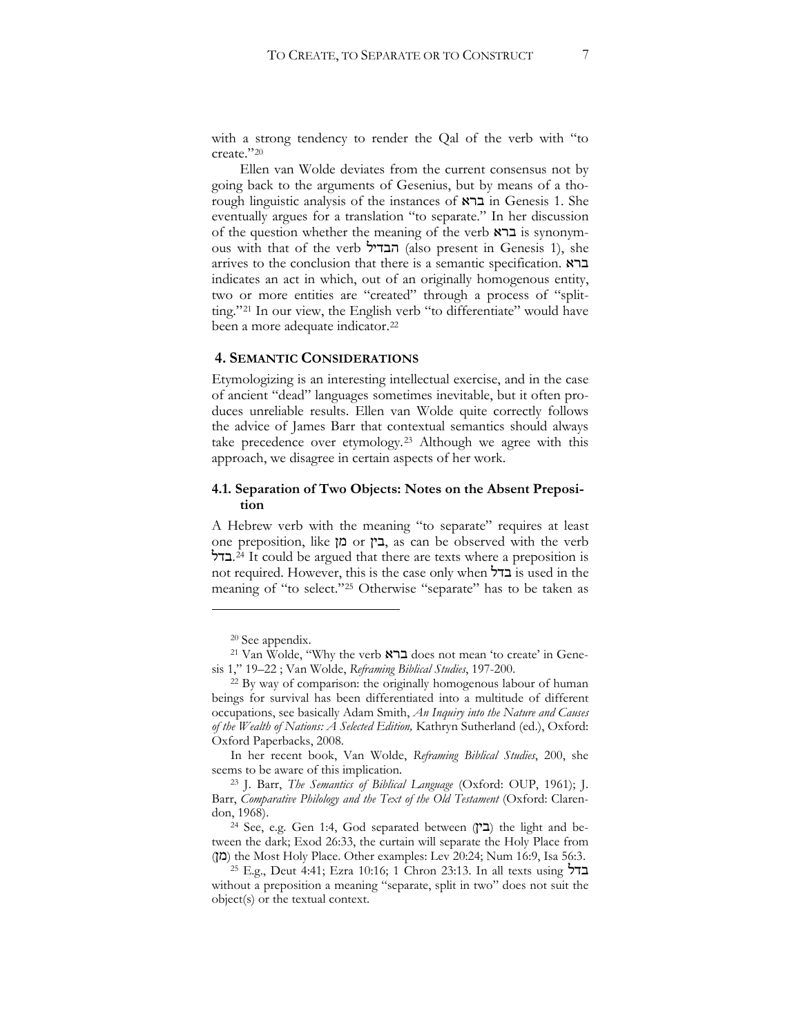with a strong tendency to render the Qal of the verb with "to create."[20]

Ellen van Wolde deviates from the current consensus not by going back to the arguments of Gesenius, but by means of a thorough linguistic analysis of the instances of ברא in Genesis 1. She eventually argues for a translation "to separate." In her discussion of the question whether the meaning of the verb ברא is synonymous with that of the verb הבדיל (also present in Genesis 1), she arrives to the conclusion that there is a semantic specification. ברא indicates an act in which, out of an originally homogenous entity, two or more entities are "created" through a process of "splitting."[21] In our view, the English verb "to differentiate" would have been a more adequate indicator.[22]

## 4. Semantic Considerations

Etymologizing is an interesting intellectual exercise, and in the case of ancient "dead" languages sometimes inevitable, but it often produces unreliable results. Ellen van Wolde quite correctly follows the advice of James Barr that contextual semantics should always take precedence over etymology.[23] Although we agree with this approach, we disagree in certain aspects of her work.

### 4.1. Separation of Two Objects: Notes on the Absent Preposition

A Hebrew verb with the meaning "to separate" requires at least one preposition, like מן or בין, as can be observed with the verb בדל.[24] It could be argued that there are texts where a preposition is not required. However, this is the case only when בדל is used in the meaning of "to select."[25] Otherwise "separate" has to be taken as

---

[20] See appendix.

[21] Van Wolde, "Why the verb ברא does not mean 'to create' in Genesis 1," 19–22 ; Van Wolde, *Reframing Biblical Studies*, 197-200.

[22] By way of comparison: the originally homogenous labour of human beings for survival has been differentiated into a multitude of different occupations, see basically Adam Smith, *An Inquiry into the Nature and Causes of the Wealth of Nations: A Selected Edition,* Kathryn Sutherland (ed.), Oxford: Oxford Paperbacks, 2008.

In her recent book, Van Wolde, *Reframing Biblical Studies*, 200, she seems to be aware of this implication.

[23] J. Barr, *The Semantics of Biblical Language* (Oxford: OUP, 1961); J. Barr, *Comparative Philology and the Text of the Old Testament* (Oxford: Clarendon, 1968).

[24] See, e.g. Gen 1:4, God separated between (בין) the light and between the dark; Exod 26:33, the curtain will separate the Holy Place from (מן) the Most Holy Place. Other examples: Lev 20:24; Num 16:9, Isa 56:3.

[25] E.g., Deut 4:41; Ezra 10:16; 1 Chron 23:13. In all texts using בדל without a preposition a meaning "separate, split in two" does not suit the object(s) or the textual context.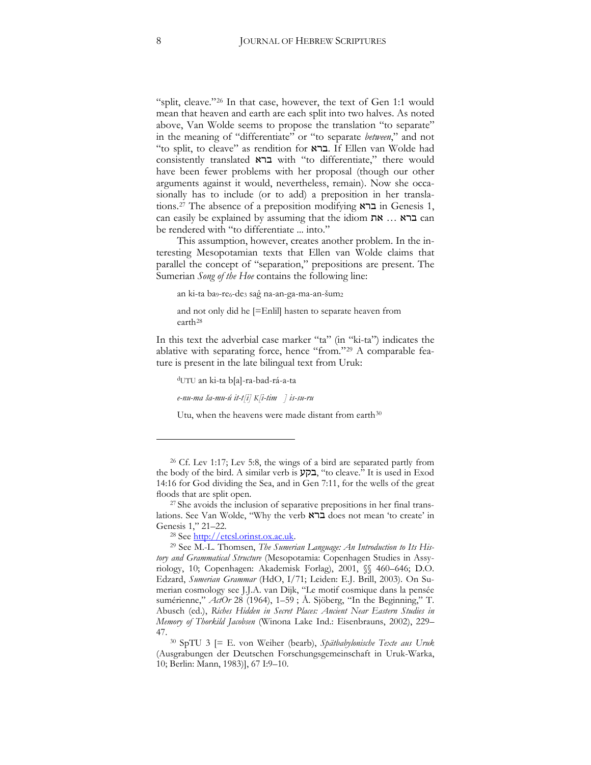"split, cleave."[26] In that case, however, the text of Gen 1:1 would mean that heaven and earth are each split into two halves. As noted above, Van Wolde seems to propose the translation "to separate" in the meaning of "differentiate" or "to separate *between*," and not "to split, to cleave" as rendition for ברא. If Ellen van Wolde had consistently translated ברא with "to differentiate," there would have been fewer problems with her proposal (though our other arguments against it would, nevertheless, remain). Now she occasionally has to include (or to add) a preposition in her translations.[27] The absence of a preposition modifying ברא in Genesis 1, can easily be explained by assuming that the idiom ברא ... את can be rendered with "to differentiate ... into."

This assumption, however, creates another problem. In the interesting Mesopotamian texts that Ellen van Wolde claims that parallel the concept of "separation," prepositions are present. The Sumerian *Song of the Hoe* contains the following line:

> an ki-ta ba$_9$-re$_6$-de$_3$ saĝ na-an-ga-ma-an-šum$_2$
>
> and not only did he [=Enlil] hasten to separate heaven from earth[28]

In this text the adverbial case marker "ta" (in "ki-ta") indicates the ablative with separating force, hence "from."[29] A comparable feature is present in the late bilingual text from Uruk:

> $^{d}$UTU an ki-ta b[a]-ra-bad-rá-a-ta
>
> *e-nu-ma ša-mu-ú it-ṭ[i] K[i-tim ] is-su-ru*
>
> Utu, when the heavens were made distant from earth[30]

---

[26] Cf. Lev 1:17; Lev 5:8, the wings of a bird are separated partly from the body of the bird. A similar verb is בקע, "to cleave." It is used in Exod 14:16 for God dividing the Sea, and in Gen 7:11, for the wells of the great floods that are split open.

[27] She avoids the inclusion of separative prepositions in her final translations. See Van Wolde, "Why the verb ברא does not mean 'to create' in Genesis 1," 21–22.

[28] See http://etcsl.orinst.ox.ac.uk.

[29] See M.-L. Thomsen, *The Sumerian Language: An Introduction to Its History and Grammatical Structure* (Mesopotamia: Copenhagen Studies in Assyriology, 10; Copenhagen: Akademisk Forlag), 2001, §§ 460–646; D.O. Edzard, *Sumerian Grammar* (HdO, I/71; Leiden: E.J. Brill, 2003). On Sumerian cosmology see J.J.A. van Dijk, "Le motif cosmique dans la pensée sumérienne," *ActOr* 28 (1964), 1–59 ; Å. Sjöberg, "In the Beginning," T. Abusch (ed.), *Riches Hidden in Secret Places: Ancient Near Eastern Studies in Memory of Thorkild Jacobsen* (Winona Lake Ind.: Eisenbrauns, 2002), 229–47.

[30] SpTU 3 [= E. von Weiher (bearb), *Spätbabylonische Texte aus Uruk* (Ausgrabungen der Deutschen Forschungsgemeinschaft in Uruk-Warka, 10; Berlin: Mann, 1983)], 67 I:9–10.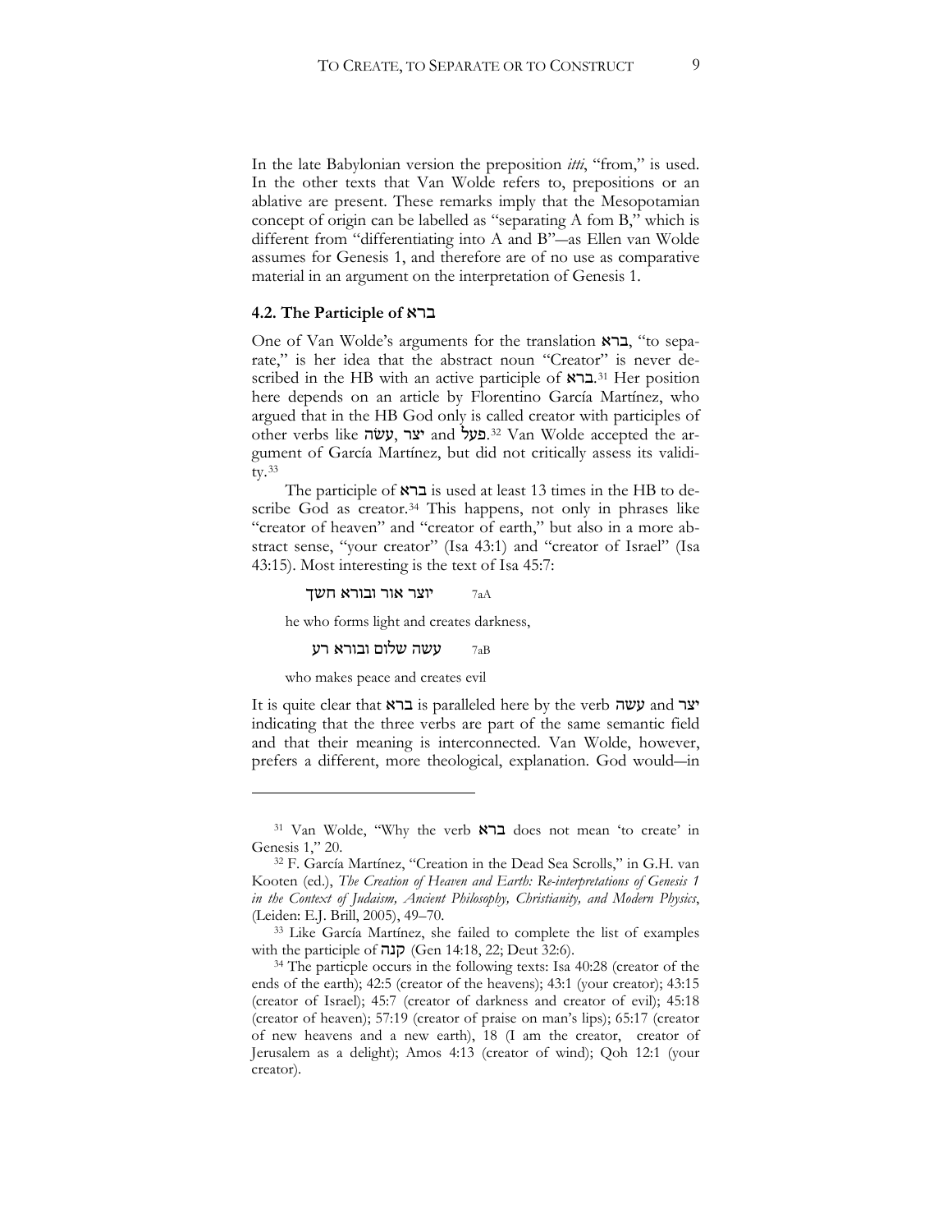In the late Babylonian version the preposition *itti*, "from," is used. In the other texts that Van Wolde refers to, prepositions or an ablative are present. These remarks imply that the Mesopotamian concept of origin can be labelled as "separating A fom B," which is different from "differentiating into A and B"—as Ellen van Wolde assumes for Genesis 1, and therefore are of no use as comparative material in an argument on the interpretation of Genesis 1.

### 4.2. The Participle of ברא

One of Van Wolde's arguments for the translation ברא, "to separate," is her idea that the abstract noun "Creator" is never described in the HB with an active participle of ברא.[31] Her position here depends on an article by Florentino García Martínez, who argued that in the HB God only is called creator with participles of other verbs like עשׂה, יצר and פעל.[32] Van Wolde accepted the argument of García Martínez, but did not critically assess its validity.[33]

The participle of ברא is used at least 13 times in the HB to describe God as creator.[34] This happens, not only in phrases like "creator of heaven" and "creator of earth," but also in a more abstract sense, "your creator" (Isa 43:1) and "creator of Israel" (Isa 43:15). Most interesting is the text of Isa 45:7:

7aA יוצר אור ובורא חשך

he who forms light and creates darkness,

7aB עשה שלום ובורא רע

who makes peace and creates evil

It is quite clear that ברא is paralleled here by the verb עשה and יצר indicating that the three verbs are part of the same semantic field and that their meaning is interconnected. Van Wolde, however, prefers a different, more theological, explanation. God would—in

---

[31] Van Wolde, "Why the verb ברא does not mean 'to create' in Genesis 1," 20.

[32] F. García Martínez, "Creation in the Dead Sea Scrolls," in G.H. van Kooten (ed.), *The Creation of Heaven and Earth: Re-interpretations of Genesis 1 in the Context of Judaism, Ancient Philosophy, Christianity, and Modern Physics*, (Leiden: E.J. Brill, 2005), 49–70.

[33] Like García Martínez, she failed to complete the list of examples with the participle of קנה (Gen 14:18, 22; Deut 32:6).

[34] The particple occurs in the following texts: Isa 40:28 (creator of the ends of the earth); 42:5 (creator of the heavens); 43:1 (your creator); 43:15 (creator of Israel); 45:7 (creator of darkness and creator of evil); 45:18 (creator of heaven); 57:19 (creator of praise on man's lips); 65:17 (creator of new heavens and a new earth), 18 (I am the creator, creator of Jerusalem as a delight); Amos 4:13 (creator of wind); Qoh 12:1 (your creator).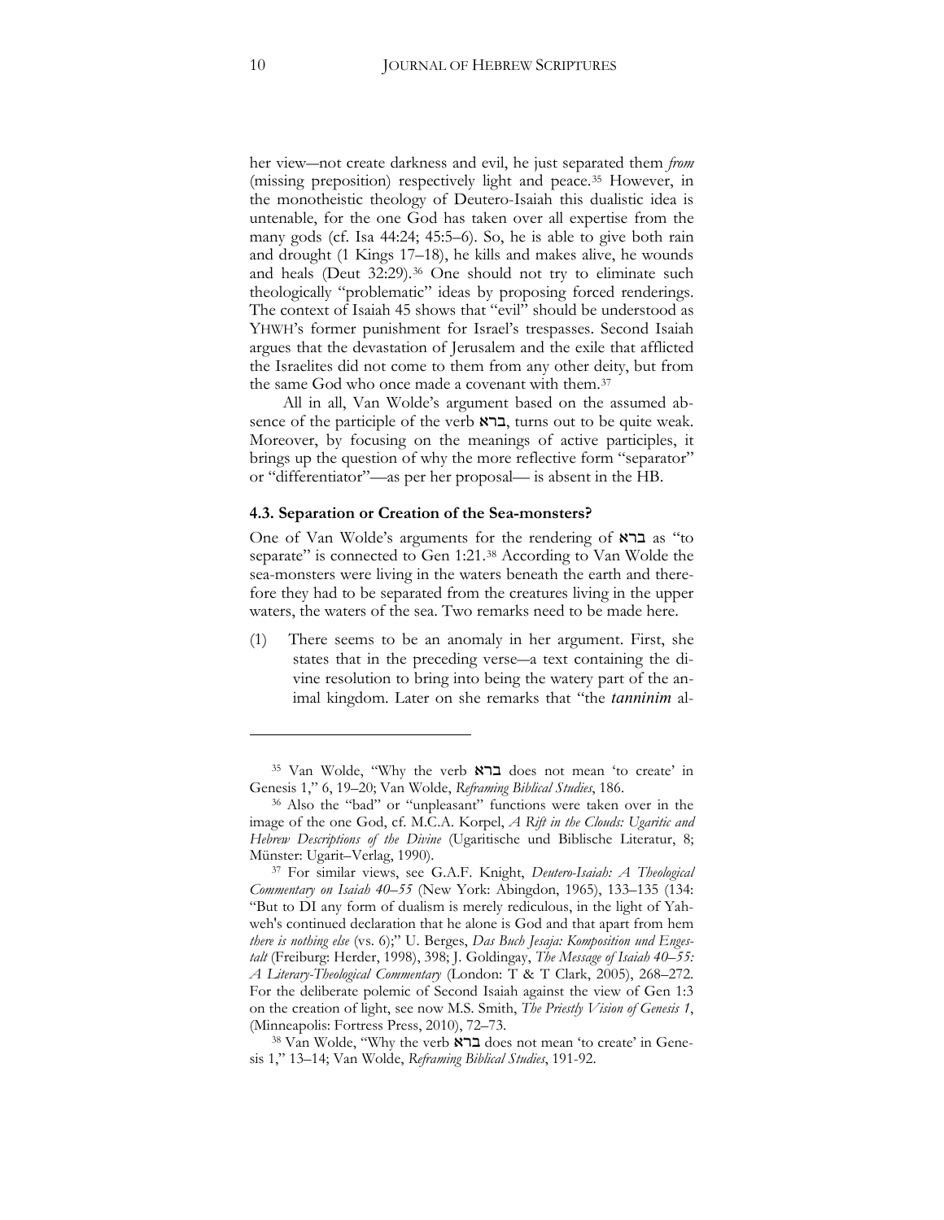her view—not create darkness and evil, he just separated them *from* (missing preposition) respectively light and peace.[35] However, in the monotheistic theology of Deutero-Isaiah this dualistic idea is untenable, for the one God has taken over all expertise from the many gods (cf. Isa 44:24; 45:5–6). So, he is able to give both rain and drought (1 Kings 17–18), he kills and makes alive, he wounds and heals (Deut 32:29).[36] One should not try to eliminate such theologically "problematic" ideas by proposing forced renderings. The context of Isaiah 45 shows that "evil" should be understood as YHWH's former punishment for Israel's trespasses. Second Isaiah argues that the devastation of Jerusalem and the exile that afflicted the Israelites did not come to them from any other deity, but from the same God who once made a covenant with them.[37]

All in all, Van Wolde's argument based on the assumed absence of the participle of the verb ברא, turns out to be quite weak. Moreover, by focusing on the meanings of active participles, it brings up the question of why the more reflective form "separator" or "differentiator"—as per her proposal— is absent in the HB.

### 4.3. Separation or Creation of the Sea-monsters?

One of Van Wolde's arguments for the rendering of ברא as "to separate" is connected to Gen 1:21.[38] According to Van Wolde the sea-monsters were living in the waters beneath the earth and therefore they had to be separated from the creatures living in the upper waters, the waters of the sea. Two remarks need to be made here.

(1) There seems to be an anomaly in her argument. First, she states that in the preceding verse—a text containing the divine resolution to bring into being the watery part of the animal kingdom. Later on she remarks that "the ***tanninim*** al-

---

[35] Van Wolde, "Why the verb ברא does not mean 'to create' in Genesis 1," 6, 19–20; Van Wolde, *Reframing Biblical Studies*, 186.

[36] Also the "bad" or "unpleasant" functions were taken over in the image of the one God, cf. M.C.A. Korpel, *A Rift in the Clouds: Ugaritic and Hebrew Descriptions of the Divine* (Ugaritische und Biblische Literatur, 8; Münster: Ugarit–Verlag, 1990).

[37] For similar views, see G.A.F. Knight, *Deutero-Isaiah: A Theological Commentary on Isaiah 40–55* (New York: Abingdon, 1965), 133–135 (134: "But to DI any form of dualism is merely rediculous, in the light of Yahweh's continued declaration that he alone is God and that apart from hem *there is nothing else* (vs. 6);" U. Berges, *Das Buch Jesaja: Komposition und Engestalt* (Freiburg: Herder, 1998), 398; J. Goldingay, *The Message of Isaiah 40–55: A Literary-Theological Commentary* (London: T & T Clark, 2005), 268–272. For the deliberate polemic of Second Isaiah against the view of Gen 1:3 on the creation of light, see now M.S. Smith, *The Priestly Vision of Genesis 1*, (Minneapolis: Fortress Press, 2010), 72–73.

[38] Van Wolde, "Why the verb ברא does not mean 'to create' in Genesis 1," 13–14; Van Wolde, *Reframing Biblical Studies*, 191-92.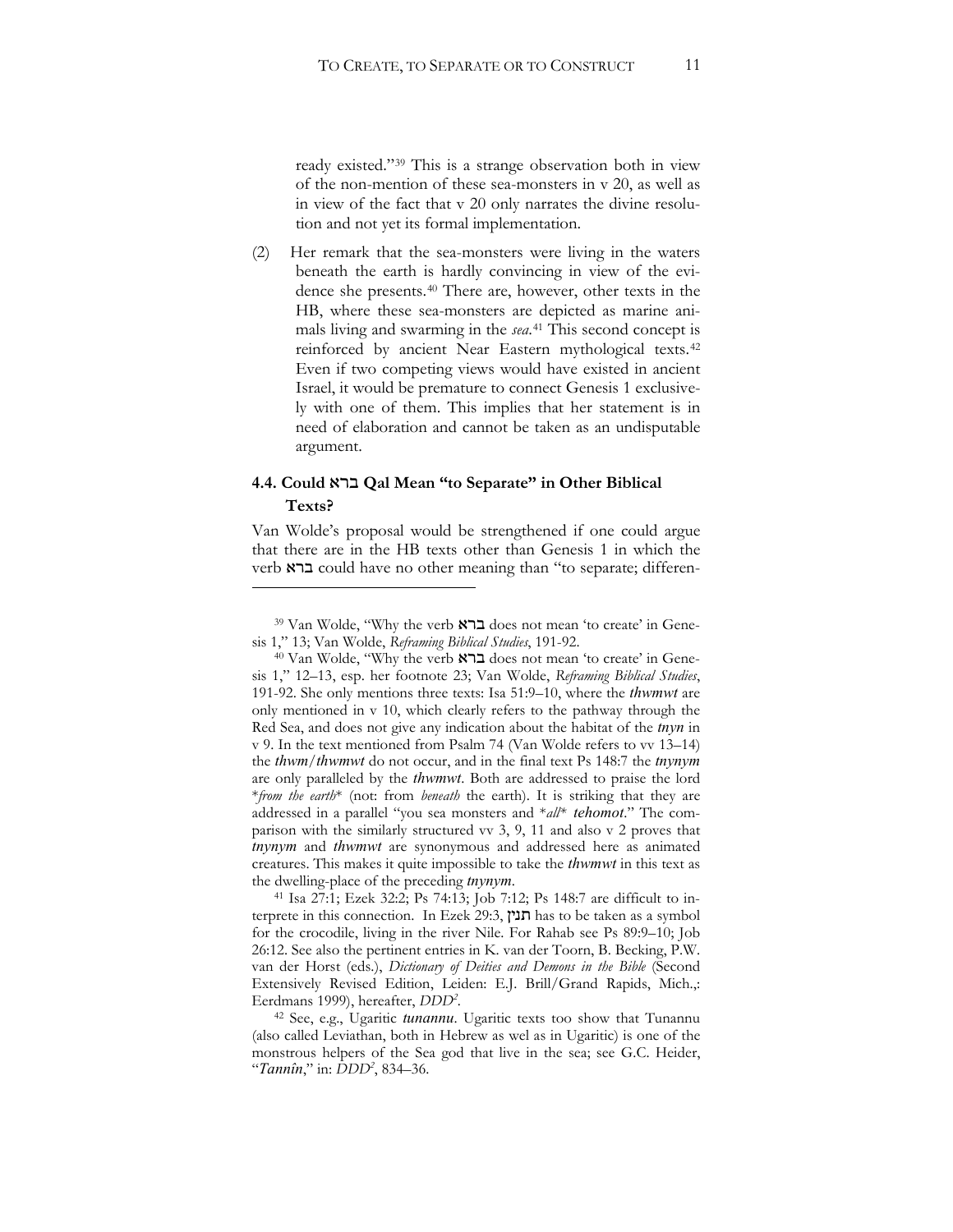ready existed."[39] This is a strange observation both in view of the non-mention of these sea-monsters in v 20, as well as in view of the fact that v 20 only narrates the divine resolution and not yet its formal implementation.

(2) Her remark that the sea-monsters were living in the waters beneath the earth is hardly convincing in view of the evidence she presents.[40] There are, however, other texts in the HB, where these sea-monsters are depicted as marine animals living and swarming in the *sea*.[41] This second concept is reinforced by ancient Near Eastern mythological texts.[42] Even if two competing views would have existed in ancient Israel, it would be premature to connect Genesis 1 exclusively with one of them. This implies that her statement is in need of elaboration and cannot be taken as an undisputable argument.

### 4.4. Could ברא Qal Mean "to Separate" in Other Biblical Texts?

Van Wolde's proposal would be strengthened if one could argue that there are in the HB texts other than Genesis 1 in which the verb ברא could have no other meaning than "to separate; differen-

---

[39] Van Wolde, "Why the verb ברא does not mean 'to create' in Genesis 1," 13; Van Wolde, *Reframing Biblical Studies*, 191-92.

[40] Van Wolde, "Why the verb ברא does not mean 'to create' in Genesis 1," 12–13, esp. her footnote 23; Van Wolde, *Reframing Biblical Studies*, 191-92. She only mentions three texts: Isa 51:9–10, where the ***thwmwt*** are only mentioned in v 10, which clearly refers to the pathway through the Red Sea, and does not give any indication about the habitat of the ***tnyn*** in v 9. In the text mentioned from Psalm 74 (Van Wolde refers to vv 13–14) the ***thwm***/***thwmwt*** do not occur, and in the final text Ps 148:7 the ***tnynym*** are only paralleled by the ***thwmwt***. Both are addressed to praise the lord *\*from the earth\** (not: from *beneath* the earth). It is striking that they are addressed in a parallel "you sea monsters and \**all*\* ***tehomot***." The comparison with the similarly structured vv 3, 9, 11 and also v 2 proves that ***tnynym*** and ***thwmwt*** are synonymous and addressed here as animated creatures. This makes it quite impossible to take the ***thwmwt*** in this text as the dwelling-place of the preceding ***tnynym***.

[41] Isa 27:1; Ezek 32:2; Ps 74:13; Job 7:12; Ps 148:7 are difficult to interprete in this connection. In Ezek 29:3, תנין has to be taken as a symbol for the crocodile, living in the river Nile. For Rahab see Ps 89:9–10; Job 26:12. See also the pertinent entries in K. van der Toorn, B. Becking, P.W. van der Horst (eds.), *Dictionary of Deities and Demons in the Bible* (Second Extensively Revised Edition, Leiden: E.J. Brill/Grand Rapids, Mich.,: Eerdmans 1999), hereafter, *DDD²*.

[42] See, e.g., Ugaritic ***tunannu***. Ugaritic texts too show that Tunannu (also called Leviathan, both in Hebrew as wel as in Ugaritic) is one of the monstrous helpers of the Sea god that live in the sea; see G.C. Heider, "***Tannîn***," in: *DDD²*, 834–36.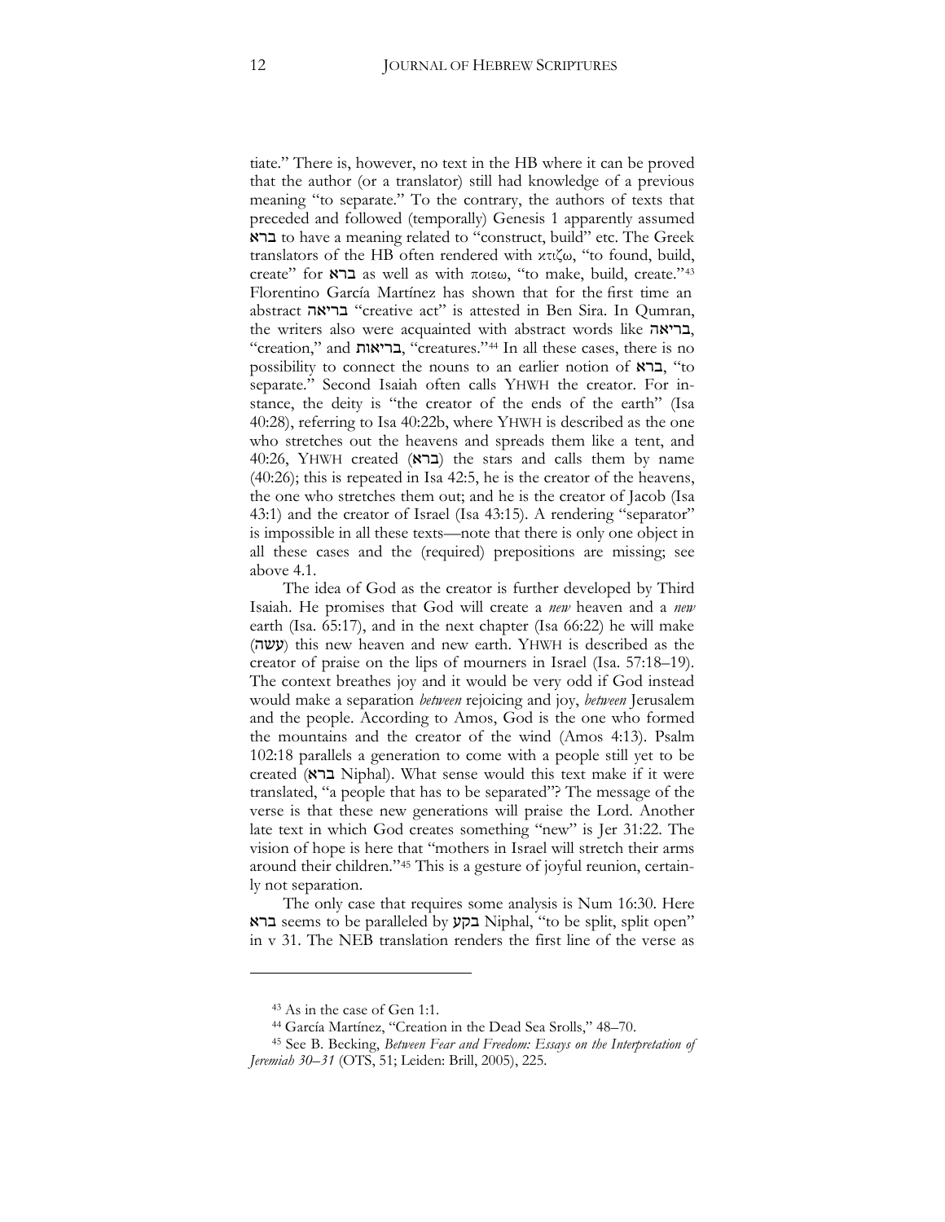tiate." There is, however, no text in the HB where it can be proved that the author (or a translator) still had knowledge of a previous meaning "to separate." To the contrary, the authors of texts that preceded and followed (temporally) Genesis 1 apparently assumed ברא to have a meaning related to "construct, build" etc. The Greek translators of the HB often rendered with κτιζω, "to found, build, create" for ברא as well as with ποιεω, "to make, build, create."[43] Florentino García Martínez has shown that for the first time an abstract בריאה "creative act" is attested in Ben Sira. In Qumran, the writers also were acquainted with abstract words like בריאה, "creation," and בריאות, "creatures."[44] In all these cases, there is no possibility to connect the nouns to an earlier notion of ברא, "to separate." Second Isaiah often calls YHWH the creator. For instance, the deity is "the creator of the ends of the earth" (Isa 40:28), referring to Isa 40:22b, where YHWH is described as the one who stretches out the heavens and spreads them like a tent, and 40:26, YHWH created (ברא) the stars and calls them by name (40:26); this is repeated in Isa 42:5, he is the creator of the heavens, the one who stretches them out; and he is the creator of Jacob (Isa 43:1) and the creator of Israel (Isa 43:15). A rendering "separator" is impossible in all these texts—note that there is only one object in all these cases and the (required) prepositions are missing; see above 4.1.

The idea of God as the creator is further developed by Third Isaiah. He promises that God will create a *new* heaven and a *new* earth (Isa. 65:17), and in the next chapter (Isa 66:22) he will make (עשה) this new heaven and new earth. YHWH is described as the creator of praise on the lips of mourners in Israel (Isa. 57:18–19). The context breathes joy and it would be very odd if God instead would make a separation *between* rejoicing and joy, *between* Jerusalem and the people. According to Amos, God is the one who formed the mountains and the creator of the wind (Amos 4:13). Psalm 102:18 parallels a generation to come with a people still yet to be created (ברא Niphal). What sense would this text make if it were translated, "a people that has to be separated"? The message of the verse is that these new generations will praise the Lord. Another late text in which God creates something "new" is Jer 31:22. The vision of hope is here that "mothers in Israel will stretch their arms around their children."[45] This is a gesture of joyful reunion, certainly not separation.

The only case that requires some analysis is Num 16:30. Here ברא seems to be paralleled by בקע Niphal, "to be split, split open" in v 31. The NEB translation renders the first line of the verse as

---

[43] As in the case of Gen 1:1.

[44] García Martínez, "Creation in the Dead Sea Srolls," 48–70.

[45] See B. Becking, *Between Fear and Freedom: Essays on the Interpretation of Jeremiah 30–31* (OTS, 51; Leiden: Brill, 2005), 225.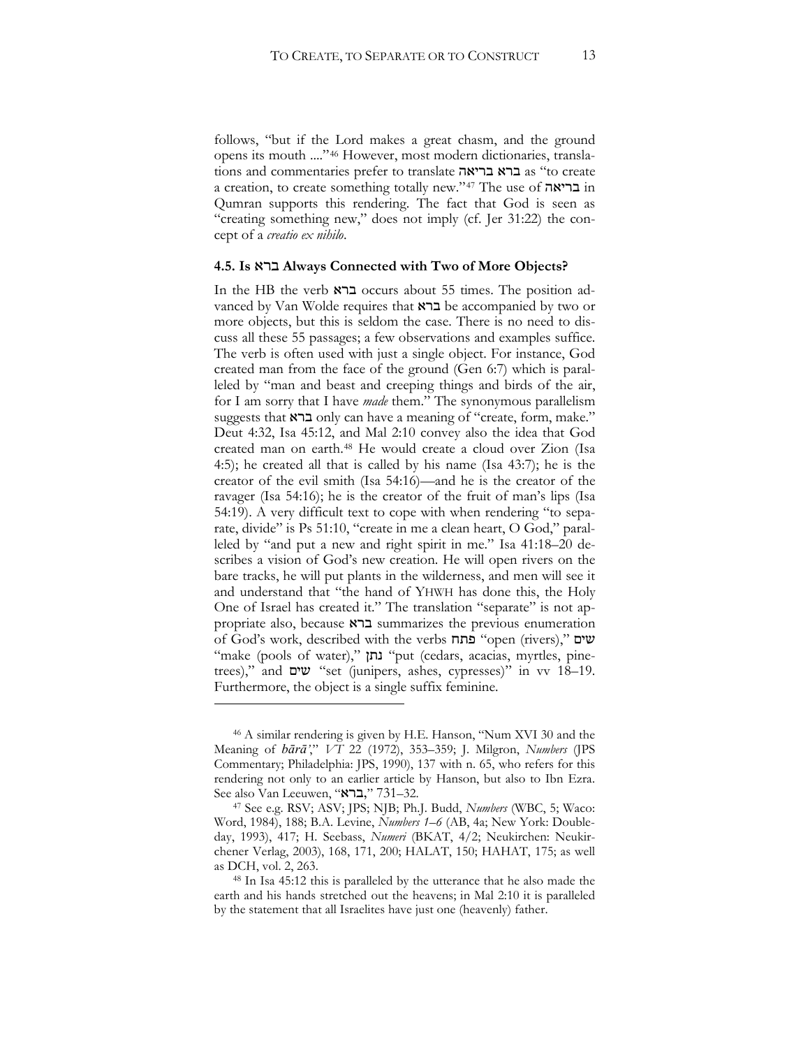follows, "but if the Lord makes a great chasm, and the ground opens its mouth ...."[46] However, most modern dictionaries, translations and commentaries prefer to translate ברא בריאה as "to create a creation, to create something totally new."[47] The use of בריאה in Qumran supports this rendering. The fact that God is seen as "creating something new," does not imply (cf. Jer 31:22) the concept of a *creatio ex nihilo*.

### 4.5. Is ברא Always Connected with Two of More Objects?

In the HB the verb ברא occurs about 55 times. The position advanced by Van Wolde requires that ברא be accompanied by two or more objects, but this is seldom the case. There is no need to discuss all these 55 passages; a few observations and examples suffice. The verb is often used with just a single object. For instance, God created man from the face of the ground (Gen 6:7) which is paralleled by "man and beast and creeping things and birds of the air, for I am sorry that I have *made* them." The synonymous parallelism suggests that ברא only can have a meaning of "create, form, make." Deut 4:32, Isa 45:12, and Mal 2:10 convey also the idea that God created man on earth.[48] He would create a cloud over Zion (Isa 4:5); he created all that is called by his name (Isa 43:7); he is the creator of the evil smith (Isa 54:16)—and he is the creator of the ravager (Isa 54:16); he is the creator of the fruit of man's lips (Isa 54:19). A very difficult text to cope with when rendering "to separate, divide" is Ps 51:10, "create in me a clean heart, O God," paralleled by "and put a new and right spirit in me." Isa 41:18–20 describes a vision of God's new creation. He will open rivers on the bare tracks, he will put plants in the wilderness, and men will see it and understand that "the hand of YHWH has done this, the Holy One of Israel has created it." The translation "separate" is not appropriate also, because ברא summarizes the previous enumeration of God's work, described with the verbs פתח "open (rivers)," שים "make (pools of water)," נתן "put (cedars, acacias, myrtles, pine-trees)," and שים "set (junipers, ashes, cypresses)" in vv 18–19. Furthermore, the object is a single suffix feminine.

---

[46] A similar rendering is given by H.E. Hanson, "Num XVI 30 and the Meaning of *bārā'*," *VT* 22 (1972), 353–359; J. Milgron, *Numbers* (JPS Commentary; Philadelphia: JPS, 1990), 137 with n. 65, who refers for this rendering not only to an earlier article by Hanson, but also to Ibn Ezra. See also Van Leeuwen, "ברא," 731–32.

[47] See e.g. RSV; ASV; JPS; NJB; Ph.J. Budd, *Numbers* (WBC, 5; Waco: Word, 1984), 188; B.A. Levine, *Numbers 1–6* (AB, 4a; New York: Doubleday, 1993), 417; H. Seebass, *Numeri* (BKAT, 4/2; Neukirchen: Neukirchener Verlag, 2003), 168, 171, 200; HALAT, 150; HAHAT, 175; as well as DCH, vol. 2, 263.

[48] In Isa 45:12 this is paralleled by the utterance that he also made the earth and his hands stretched out the heavens; in Mal 2:10 it is paralleled by the statement that all Israelites have just one (heavenly) father.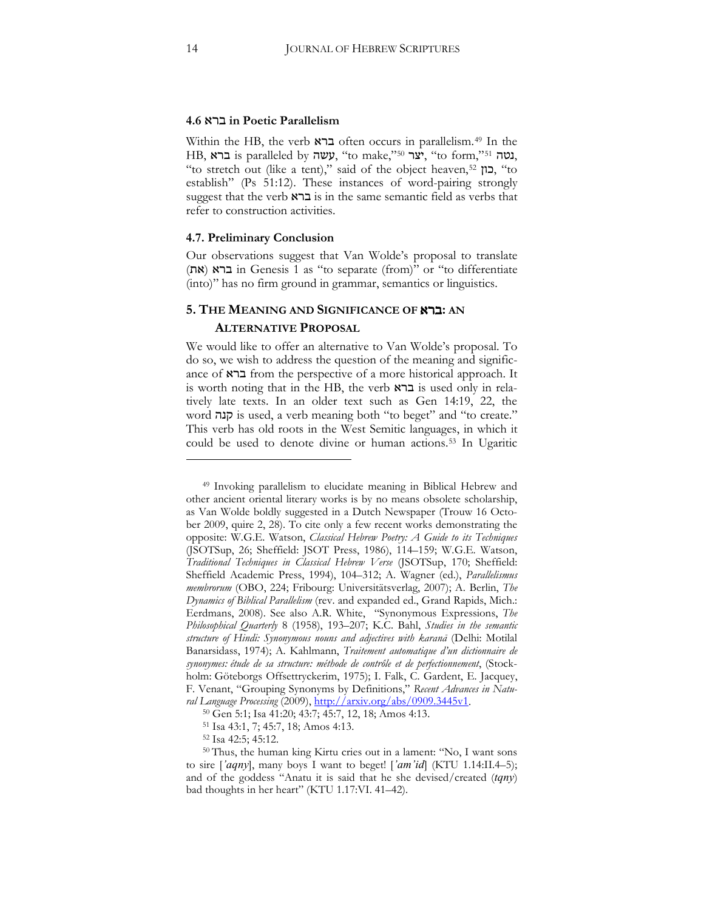### 4.6 ברא in Poetic Parallelism

Within the HB, the verb ברא often occurs in parallelism.[49] In the HB, ברא is paralleled by עשה, "to make,"[50] יצר, "to form,"[51] נטה, "to stretch out (like a tent)," said of the object heaven,[52] כון, "to establish" (Ps 51:12). These instances of word-pairing strongly suggest that the verb ברא is in the same semantic field as verbs that refer to construction activities.

### 4.7. Preliminary Conclusion

Our observations suggest that Van Wolde's proposal to translate (את) ברא in Genesis 1 as "to separate (from)" or "to differentiate (into)" has no firm ground in grammar, semantics or linguistics.

## 5. The Meaning and Significance of ברא: An Alternative Proposal

We would like to offer an alternative to Van Wolde's proposal. To do so, we wish to address the question of the meaning and significance of ברא from the perspective of a more historical approach. It is worth noting that in the HB, the verb ברא is used only in relatively late texts. In an older text such as Gen 14:19, 22, the word קנה is used, a verb meaning both "to beget" and "to create." This verb has old roots in the West Semitic languages, in which it could be used to denote divine or human actions.[53] In Ugaritic

---

[49] Invoking parallelism to elucidate meaning in Biblical Hebrew and other ancient oriental literary works is by no means obsolete scholarship, as Van Wolde boldly suggested in a Dutch Newspaper (Trouw 16 October 2009, quire 2, 28). To cite only a few recent works demonstrating the opposite: W.G.E. Watson, *Classical Hebrew Poetry: A Guide to its Techniques* (JSOTSup, 26; Sheffield: JSOT Press, 1986), 114–159; W.G.E. Watson, *Traditional Techniques in Classical Hebrew Verse* (JSOTSup, 170; Sheffield: Sheffield Academic Press, 1994), 104–312; A. Wagner (ed.), *Parallelismus membrorum* (OBO, 224; Fribourg: Universitätsverlag, 2007); A. Berlin, *The Dynamics of Biblical Parallelism* (rev. and expanded ed., Grand Rapids, Mich.: Eerdmans, 2008). See also A.R. White, "Synonymous Expressions, *The Philosophical Quarterly* 8 (1958), 193–207; K.C. Bahl, *Studies in the semantic structure of Hindi: Synonymous nouns and adjectives with karanā* (Delhi: Motilal Banarsidass, 1974); A. Kahlmann, *Traitement automatique d'un dictionnaire de synonymes: étude de sa structure: méthode de contrôle et de perfectionnement*, (Stockholm: Göteborgs Offsettryckerim, 1975); I. Falk, C. Gardent, E. Jacquey, F. Venant, "Grouping Synonyms by Definitions," *Recent Advances in Natural Language Processing* (2009), http://arxiv.org/abs/0909.3445v1.

[50] Gen 5:1; Isa 41:20; 43:7; 45:7, 12, 18; Amos 4:13.

[51] Isa 43:1, 7; 45:7, 18; Amos 4:13.

[52] Isa 42:5; 45:12.

[50] Thus, the human king Kirtu cries out in a lament: "No, I want sons to sire [*'aqny*], many boys I want to beget! [*'am'id*] (KTU 1.14:II.4–5); and of the goddess "Anatu it is said that he she devised/created (*tqny*) bad thoughts in her heart" (KTU 1.17:VI. 41–42).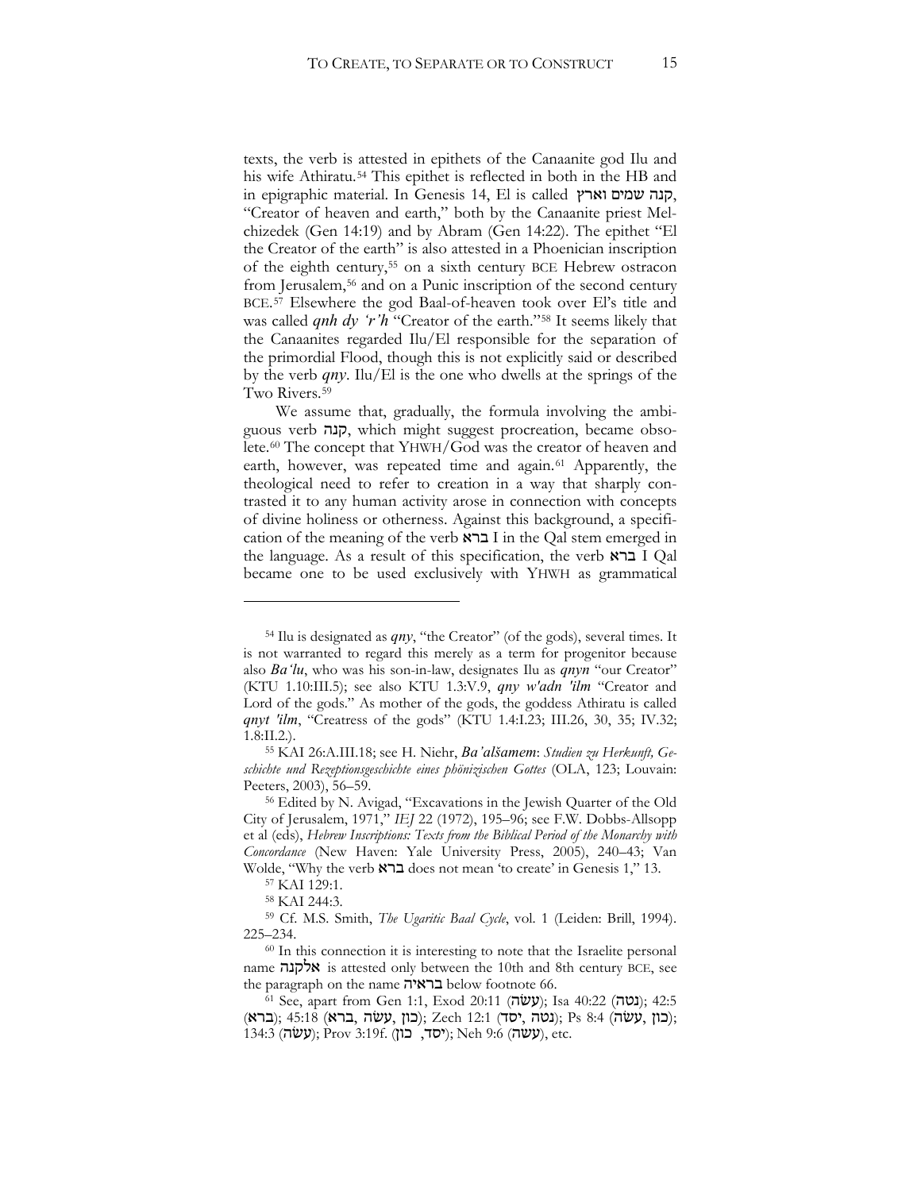texts, the verb is attested in epithets of the Canaanite god Ilu and his wife Athiratu.[54] This epithet is reflected in both in the HB and in epigraphic material. In Genesis 14, El is called קנה שמים וארץ, "Creator of heaven and earth," both by the Canaanite priest Melchizedek (Gen 14:19) and by Abram (Gen 14:22). The epithet "El the Creator of the earth" is also attested in a Phoenician inscription of the eighth century,[55] on a sixth century BCE Hebrew ostracon from Jerusalem,[56] and on a Punic inscription of the second century BCE.[57] Elsewhere the god Baal-of-heaven took over El's title and was called *qnh dy ʻr'h* "Creator of the earth."[58] It seems likely that the Canaanites regarded Ilu/El responsible for the separation of the primordial Flood, though this is not explicitly said or described by the verb *qny*. Ilu/El is the one who dwells at the springs of the Two Rivers.[59]

We assume that, gradually, the formula involving the ambiguous verb קנה, which might suggest procreation, became obsolete.[60] The concept that YHWH/God was the creator of heaven and earth, however, was repeated time and again.[61] Apparently, the theological need to refer to creation in a way that sharply contrasted it to any human activity arose in connection with concepts of divine holiness or otherness. Against this background, a specification of the meaning of the verb ברא I in the Qal stem emerged in the language. As a result of this specification, the verb ברא I Qal became one to be used exclusively with YHWH as grammatical

---

[54] Ilu is designated as *qny*, "the Creator" (of the gods), several times. It is not warranted to regard this merely as a term for progenitor because also *Baʻlu*, who was his son-in-law, designates Ilu as *qnyn* "our Creator" (KTU 1.10:III.5); see also KTU 1.3:V.9, *qny w'adn 'ilm* "Creator and Lord of the gods." As mother of the gods, the goddess Athiratu is called *qnyt 'ilm*, "Creatress of the gods" (KTU 1.4:I.23; III.26, 30, 35; IV.32; 1.8:II.2.).

[55] KAI 26:A.III.18; see H. Niehr, *Baʻalšamem*: *Studien zu Herkunft, Geschichte und Rezeptionsgeschichte eines phönizischen Gottes* (OLA, 123; Louvain: Peeters, 2003), 56–59.

[56] Edited by N. Avigad, "Excavations in the Jewish Quarter of the Old City of Jerusalem, 1971," *IEJ* 22 (1972), 195–96; see F.W. Dobbs-Allsopp et al (eds), *Hebrew Inscriptions: Texts from the Biblical Period of the Monarchy with Concordance* (New Haven: Yale University Press, 2005), 240–43; Van Wolde, "Why the verb ברא does not mean 'to create' in Genesis 1," 13.

[57] KAI 129:1.

[58] KAI 244:3.

[59] Cf. M.S. Smith, *The Ugaritic Baal Cycle*, vol. 1 (Leiden: Brill, 1994). 225–234.

[60] In this connection it is interesting to note that the Israelite personal name אלקנה is attested only between the 10th and 8th century BCE, see the paragraph on the name בראיה below footnote 66.

[61] See, apart from Gen 1:1, Exod 20:11 (עשׂה); Isa 40:22 (נטה); 42:5 (ברא); 45:18 (כון, עשׂה, ברא); Zech 12:1 (נטה, יסד); Ps 8:4 (כון, עשׂה); 134:3 (עשׂה); Prov 3:19f. (יסד, כון); Neh 9:6 (עשׂה), etc.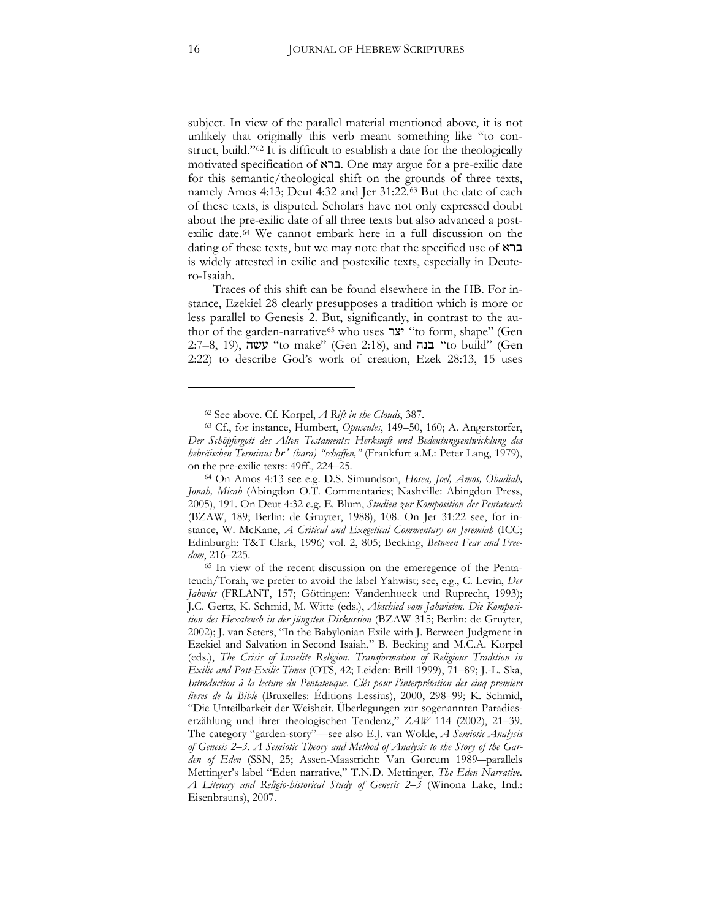subject. In view of the parallel material mentioned above, it is not unlikely that originally this verb meant something like "to construct, build."[62] It is difficult to establish a date for the theologically motivated specification of ברא. One may argue for a pre-exilic date for this semantic/theological shift on the grounds of three texts, namely Amos 4:13; Deut 4:32 and Jer 31:22.[63] But the date of each of these texts, is disputed. Scholars have not only expressed doubt about the pre-exilic date of all three texts but also advanced a post-exilic date.[64] We cannot embark here in a full discussion on the dating of these texts, but we may note that the specified use of ברא is widely attested in exilic and postexilic texts, especially in Deutero-Isaiah.

Traces of this shift can be found elsewhere in the HB. For instance, Ezekiel 28 clearly presupposes a tradition which is more or less parallel to Genesis 2. But, significantly, in contrast to the author of the garden-narrative[65] who uses יצר "to form, shape" (Gen 2:7–8, 19), עשה "to make" (Gen 2:18), and בנה "to build" (Gen 2:22) to describe God's work of creation, Ezek 28:13, 15 uses

---

[62] See above. Cf. Korpel, *A Rift in the Clouds*, 387.

[63] Cf., for instance, Humbert, *Opuscules*, 149–50, 160; A. Angerstorfer, *Der Schöpfergott des Alten Testaments: Herkunft und Bedeutungsentwicklung des hebräischen Terminus* ***br'*** *(bara) "schaffen,"* (Frankfurt a.M.: Peter Lang, 1979), on the pre-exilic texts: 49ff., 224–25.

[64] On Amos 4:13 see e.g. D.S. Simundson, *Hosea, Joel, Amos, Obadiah, Jonah, Micah* (Abingdon O.T. Commentaries; Nashville: Abingdon Press, 2005), 191. On Deut 4:32 e.g. E. Blum, *Studien zur Komposition des Pentateuch* (BZAW, 189; Berlin: de Gruyter, 1988), 108. On Jer 31:22 see, for instance, W. McKane, *A Critical and Exegetical Commentary on Jeremiah* (ICC; Edinburgh: T&T Clark, 1996) vol. 2, 805; Becking, *Between Fear and Freedom*, 216–225.

[65] In view of the recent discussion on the emeregence of the Pentateuch/Torah, we prefer to avoid the label Yahwist; see, e.g., C. Levin, *Der Jahwist* (FRLANT, 157; Göttingen: Vandenhoeck und Ruprecht, 1993); J.C. Gertz, K. Schmid, M. Witte (eds.), *Abschied vom Jahwisten. Die Komposition des Hexateuch in der jüngsten Diskussion* (BZAW 315; Berlin: de Gruyter, 2002); J. van Seters, "In the Babylonian Exile with J. Between Judgment in Ezekiel and Salvation in Second Isaiah," B. Becking and M.C.A. Korpel (eds.), *The Crisis of Israelite Religion. Transformation of Religious Tradition in Exilic and Post-Exilic Times* (OTS, 42; Leiden: Brill 1999), 71–89; J.-L. Ska, *Introduction à la lecture du Pentateuque. Clés pour l'interprétation des cinq premiers livres de la Bible* (Bruxelles: Éditions Lessius), 2000, 298–99; K. Schmid, "Die Unteilbarkeit der Weisheit. Überlegungen zur sogenannten Paradieserzählung und ihrer theologischen Tendenz," *ZAW* 114 (2002), 21–39. The category "garden-story"—see also E.J. van Wolde, *A Semiotic Analysis of Genesis 2–3. A Semiotic Theory and Method of Analysis to the Story of the Garden of Eden* (SSN, 25; Assen-Maastricht: Van Gorcum 1989—parallels Mettinger's label "Eden narrative," T.N.D. Mettinger, *The Eden Narrative. A Literary and Religio-historical Study of Genesis 2–3* (Winona Lake, Ind.: Eisenbrauns), 2007.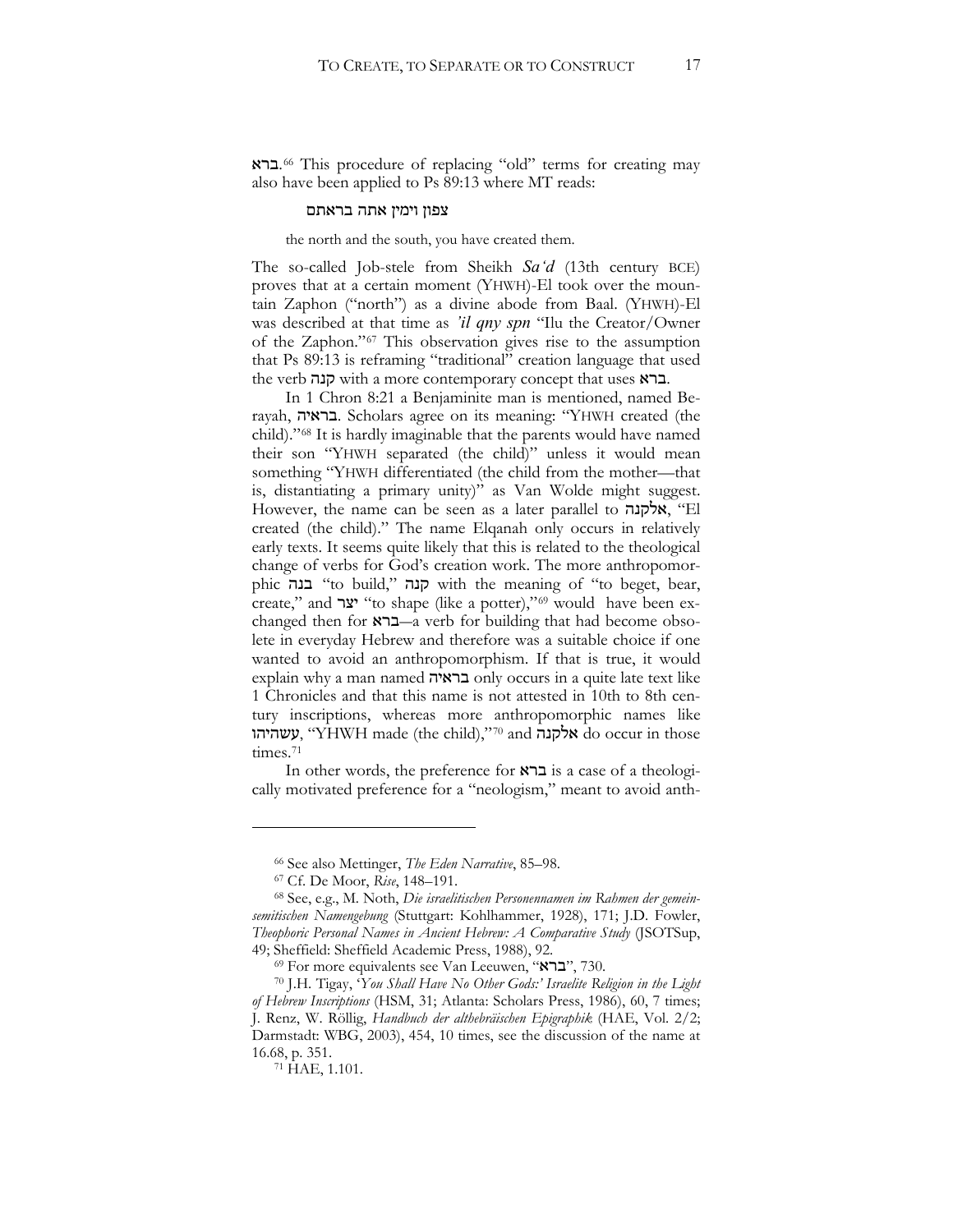ברא.[66] This procedure of replacing "old" terms for creating may also have been applied to Ps 89:13 where MT reads:

> צפון וימין אתה בראתם
>
> the north and the south, you have created them.

The so-called Job-stele from Sheikh *Sa'd* (13th century BCE) proves that at a certain moment (YHWH)-El took over the mountain Zaphon ("north") as a divine abode from Baal. (YHWH)-El was described at that time as *'il qny spn* "Ilu the Creator/Owner of the Zaphon."[67] This observation gives rise to the assumption that Ps 89:13 is reframing "traditional" creation language that used the verb קנה with a more contemporary concept that uses ברא.

In 1 Chron 8:21 a Benjaminite man is mentioned, named Berayah, בראיה. Scholars agree on its meaning: "YHWH created (the child)."[68] It is hardly imaginable that the parents would have named their son "YHWH separated (the child)" unless it would mean something "YHWH differentiated (the child from the mother—that is, distantiating a primary unity)" as Van Wolde might suggest. However, the name can be seen as a later parallel to אלקנה, "El created (the child)." The name Elqanah only occurs in relatively early texts. It seems quite likely that this is related to the theological change of verbs for God's creation work. The more anthropomorphic בנה "to build," קנה with the meaning of "to beget, bear, create," and יצר "to shape (like a potter),"[69] would have been exchanged then for ברא—a verb for building that had become obsolete in everyday Hebrew and therefore was a suitable choice if one wanted to avoid an anthropomorphism. If that is true, it would explain why a man named בראיה only occurs in a quite late text like 1 Chronicles and that this name is not attested in 10th to 8th century inscriptions, whereas more anthropomorphic names like עשהיהו, "YHWH made (the child),"[70] and אלקנה do occur in those times.[71]

In other words, the preference for ברא is a case of a theologically motivated preference for a "neologism," meant to avoid anth-

---

[66] See also Mettinger, *The Eden Narrative*, 85–98.

[67] Cf. De Moor, *Rise*, 148–191.

[68] See, e.g., M. Noth, *Die israelitischen Personennamen im Rahmen der gemeinsemitischen Namengebung* (Stuttgart: Kohlhammer, 1928), 171; J.D. Fowler, *Theophoric Personal Names in Ancient Hebrew: A Comparative Study* (JSOTSup, 49; Sheffield: Sheffield Academic Press, 1988), 92.

[69] For more equivalents see Van Leeuwen, "ברא", 730.

[70] J.H. Tigay, *'You Shall Have No Other Gods:' Israelite Religion in the Light of Hebrew Inscriptions* (HSM, 31; Atlanta: Scholars Press, 1986), 60, 7 times; J. Renz, W. Röllig, *Handbuch der althebräischen Epigraphik* (HAE, Vol. 2/2; Darmstadt: WBG, 2003), 454, 10 times, see the discussion of the name at 16.68, p. 351.

[71] HAE, 1.101.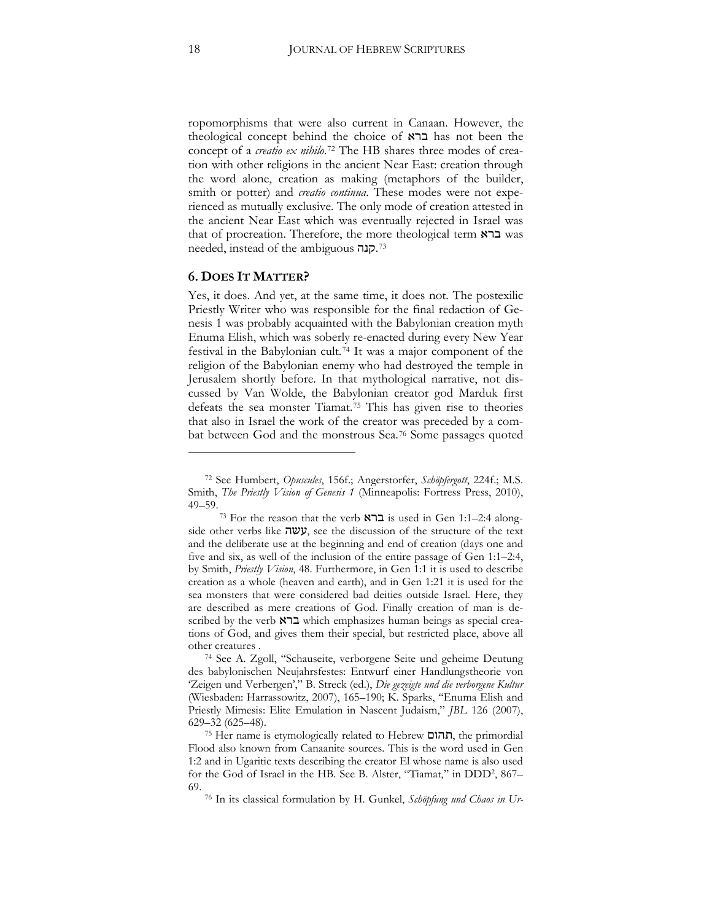ropomorphisms that were also current in Canaan. However, the theological concept behind the choice of ברא has not been the concept of a *creatio ex nihilo*.[72] The HB shares three modes of creation with other religions in the ancient Near East: creation through the word alone, creation as making (metaphors of the builder, smith or potter) and *creatio continua*. These modes were not experienced as mutually exclusive. The only mode of creation attested in the ancient Near East which was eventually rejected in Israel was that of procreation. Therefore, the more theological term ברא was needed, instead of the ambiguous קנה.[73]

## 6. DOES IT MATTER?

Yes, it does. And yet, at the same time, it does not. The postexilic Priestly Writer who was responsible for the final redaction of Genesis 1 was probably acquainted with the Babylonian creation myth Enuma Elish, which was soberly re-enacted during every New Year festival in the Babylonian cult.[74] It was a major component of the religion of the Babylonian enemy who had destroyed the temple in Jerusalem shortly before. In that mythological narrative, not discussed by Van Wolde, the Babylonian creator god Marduk first defeats the sea monster Tiamat.[75] This has given rise to theories that also in Israel the work of the creator was preceded by a combat between God and the monstrous Sea.[76] Some passages quoted

---

[72] See Humbert, *Opuscules*, 156f.; Angerstorfer, *Schöpfergott*, 224f.; M.S. Smith, *The Priestly Vision of Genesis 1* (Minneapolis: Fortress Press, 2010), 49–59.

[73] For the reason that the verb ברא is used in Gen 1:1–2:4 alongside other verbs like עשה, see the discussion of the structure of the text and the deliberate use at the beginning and end of creation (days one and five and six, as well of the inclusion of the entire passage of Gen 1:1–2:4, by Smith, *Priestly Vision*, 48. Furthermore, in Gen 1:1 it is used to describe creation as a whole (heaven and earth), and in Gen 1:21 it is used for the sea monsters that were considered bad deities outside Israel. Here, they are described as mere creations of God. Finally creation of man is described by the verb ברא which emphasizes human beings as special creations of God, and gives them their special, but restricted place, above all other creatures .

[74] See A. Zgoll, "Schauseite, verborgene Seite und geheime Deutung des babylonischen Neujahrsfestes: Entwurf einer Handlungstheorie von 'Zeigen und Verbergen'," B. Streck (ed.), *Die gezeigte und die verborgene Kultur* (Wiesbaden: Harrassowitz, 2007), 165–190; K. Sparks, "Enuma Elish and Priestly Mimesis: Elite Emulation in Nascent Judaism," *JBL* 126 (2007), 629–32 (625–48).

[75] Her name is etymologically related to Hebrew תהום, the primordial Flood also known from Canaanite sources. This is the word used in Gen 1:2 and in Ugaritic texts describing the creator El whose name is also used for the God of Israel in the HB. See B. Alster, "Tiamat," in DDD[2], 867–69.

[76] In its classical formulation by H. Gunkel, *Schöpfung und Chaos in Ur-*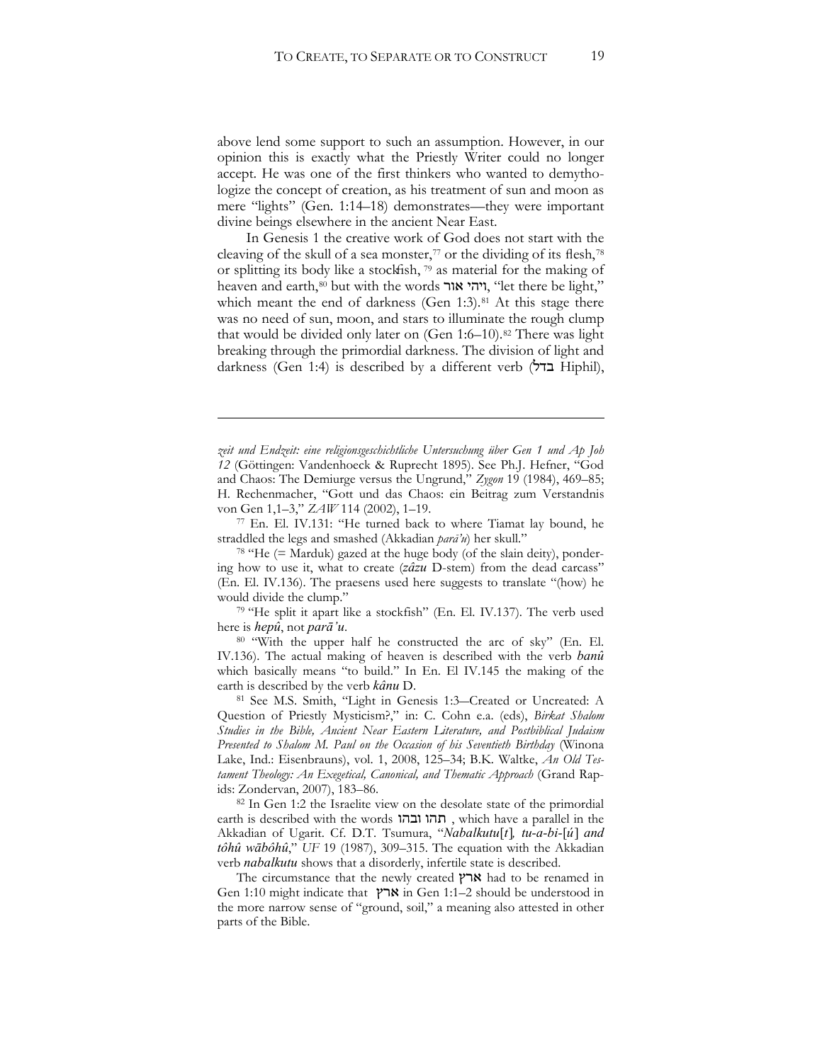above lend some support to such an assumption. However, in our opinion this is exactly what the Priestly Writer could no longer accept. He was one of the first thinkers who wanted to demythologize the concept of creation, as his treatment of sun and moon as mere "lights" (Gen. 1:14–18) demonstrates—they were important divine beings elsewhere in the ancient Near East.

In Genesis 1 the creative work of God does not start with the cleaving of the skull of a sea monster,[77] or the dividing of its flesh,[78] or splitting its body like a stockfish, [79] as material for the making of heaven and earth,[80] but with the words **ויהי אור**, "let there be light," which meant the end of darkness (Gen 1:3).[81] At this stage there was no need of sun, moon, and stars to illuminate the rough clump that would be divided only later on (Gen 1:6–10).[82] There was light breaking through the primordial darkness. The division of light and darkness (Gen 1:4) is described by a different verb (בדל Hiphil),

---

*zeit und Endzeit: eine religionsgeschichtliche Untersuchung über Gen 1 und Ap Joh 12* (Göttingen: Vandenhoeck & Ruprecht 1895). See Ph.J. Hefner, "God and Chaos: The Demiurge versus the Ungrund," *Zygon* 19 (1984), 469–85; H. Rechenmacher, "Gott und das Chaos: ein Beitrag zum Verstandnis von Gen 1,1–3," *ZAW* 114 (2002), 1–19.

[77] En. El. IV.131: "He turned back to where Tiamat lay bound, he straddled the legs and smashed (Akkadian *parā'u*) her skull."

[78] "He (= Marduk) gazed at the huge body (of the slain deity), pondering how to use it, what to create (*zâzu* D-stem) from the dead carcass" (En. El. IV.136). The praesens used here suggests to translate "(how) he would divide the clump."

[79] "He split it apart like a stockfish" (En. El. IV.137). The verb used here is ***hepû***, not ***parā'u***.

[80] "With the upper half he constructed the arc of sky" (En. El. IV.136). The actual making of heaven is described with the verb ***banû*** which basically means "to build." In En. El IV.145 the making of the earth is described by the verb ***kânu*** D.

[81] See M.S. Smith, "Light in Genesis 1:3—Created or Uncreated: A Question of Priestly Mysticism?," in: C. Cohn e.a. (eds), *Birkat Shalom Studies in the Bible, Ancient Near Eastern Literature, and Postbiblical Judaism Presented to Shalom M. Paul on the Occasion of his Seventieth Birthday* (Winona Lake, Ind.: Eisenbrauns), vol. 1, 2008, 125–34; B.K. Waltke, *An Old Testament Theology: An Exegetical, Canonical, and Thematic Approach* (Grand Rapids: Zondervan, 2007), 183–86.

[82] In Gen 1:2 the Israelite view on the desolate state of the primordial earth is described with the words תהו ובהו , which have a parallel in the Akkadian of Ugarit. Cf. D.T. Tsumura, "*Nabalkutu*[*t*]*, tu-a-bi-*[*ú*] *and tôhû wābôhû*," *UF* 19 (1987), 309–315. The equation with the Akkadian verb ***nabalkutu*** shows that a disorderly, infertile state is described.

The circumstance that the newly created ארץ had to be renamed in Gen 1:10 might indicate that ארץ in Gen 1:1–2 should be understood in the more narrow sense of "ground, soil," a meaning also attested in other parts of the Bible.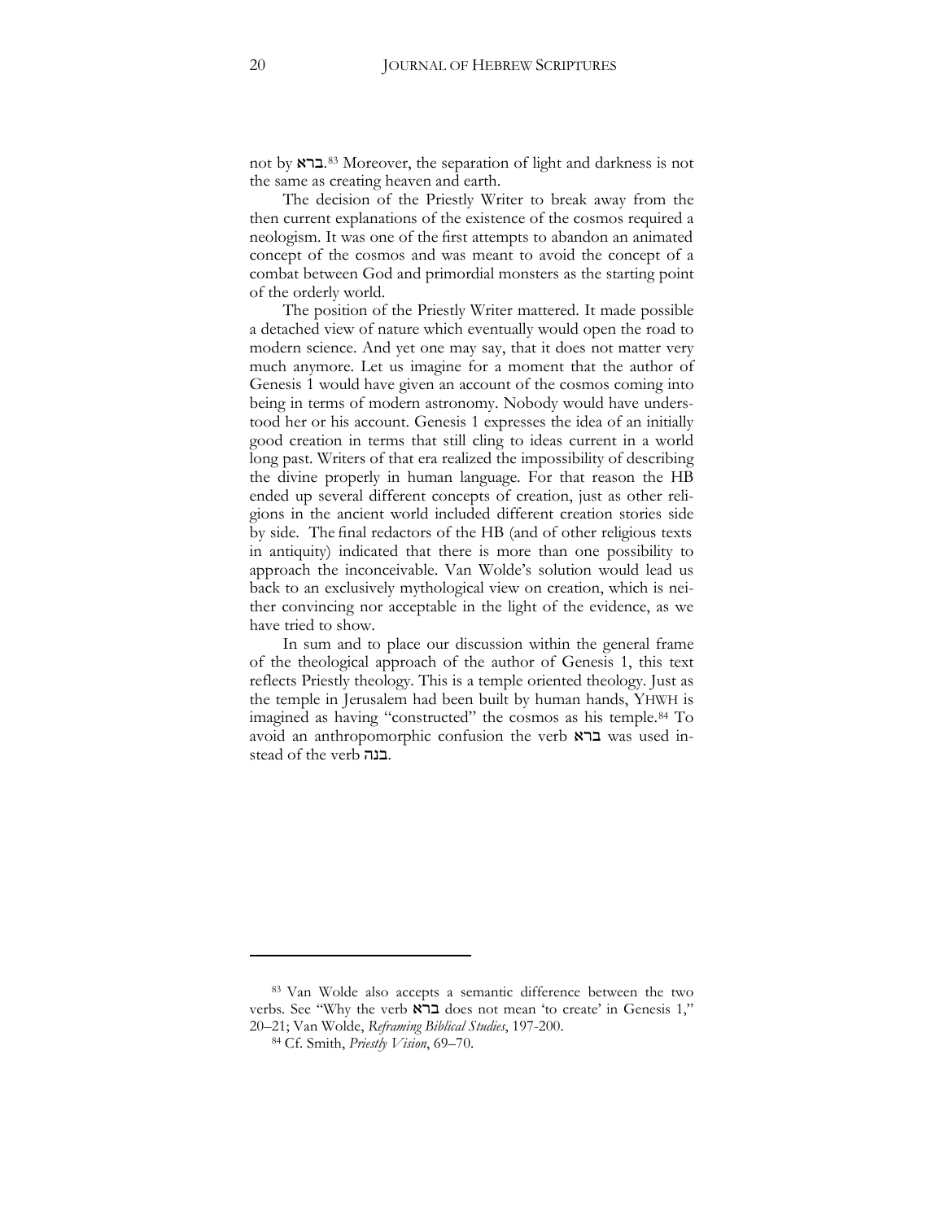not by ברא.[83] Moreover, the separation of light and darkness is not the same as creating heaven and earth.

The decision of the Priestly Writer to break away from the then current explanations of the existence of the cosmos required a neologism. It was one of the first attempts to abandon an animated concept of the cosmos and was meant to avoid the concept of a combat between God and primordial monsters as the starting point of the orderly world.

The position of the Priestly Writer mattered. It made possible a detached view of nature which eventually would open the road to modern science. And yet one may say, that it does not matter very much anymore. Let us imagine for a moment that the author of Genesis 1 would have given an account of the cosmos coming into being in terms of modern astronomy. Nobody would have understood her or his account. Genesis 1 expresses the idea of an initially good creation in terms that still cling to ideas current in a world long past. Writers of that era realized the impossibility of describing the divine properly in human language. For that reason the HB ended up several different concepts of creation, just as other religions in the ancient world included different creation stories side by side. The final redactors of the HB (and of other religious texts in antiquity) indicated that there is more than one possibility to approach the inconceivable. Van Wolde's solution would lead us back to an exclusively mythological view on creation, which is neither convincing nor acceptable in the light of the evidence, as we have tried to show.

In sum and to place our discussion within the general frame of the theological approach of the author of Genesis 1, this text reflects Priestly theology. This is a temple oriented theology. Just as the temple in Jerusalem had been built by human hands, YHWH is imagined as having "constructed" the cosmos as his temple.[84] To avoid an anthropomorphic confusion the verb ברא was used instead of the verb בנה.

---

[83] Van Wolde also accepts a semantic difference between the two verbs. See "Why the verb ברא does not mean 'to create' in Genesis 1," 20–21; Van Wolde, *Reframing Biblical Studies*, 197-200.

[84] Cf. Smith, *Priestly Vision*, 69–70.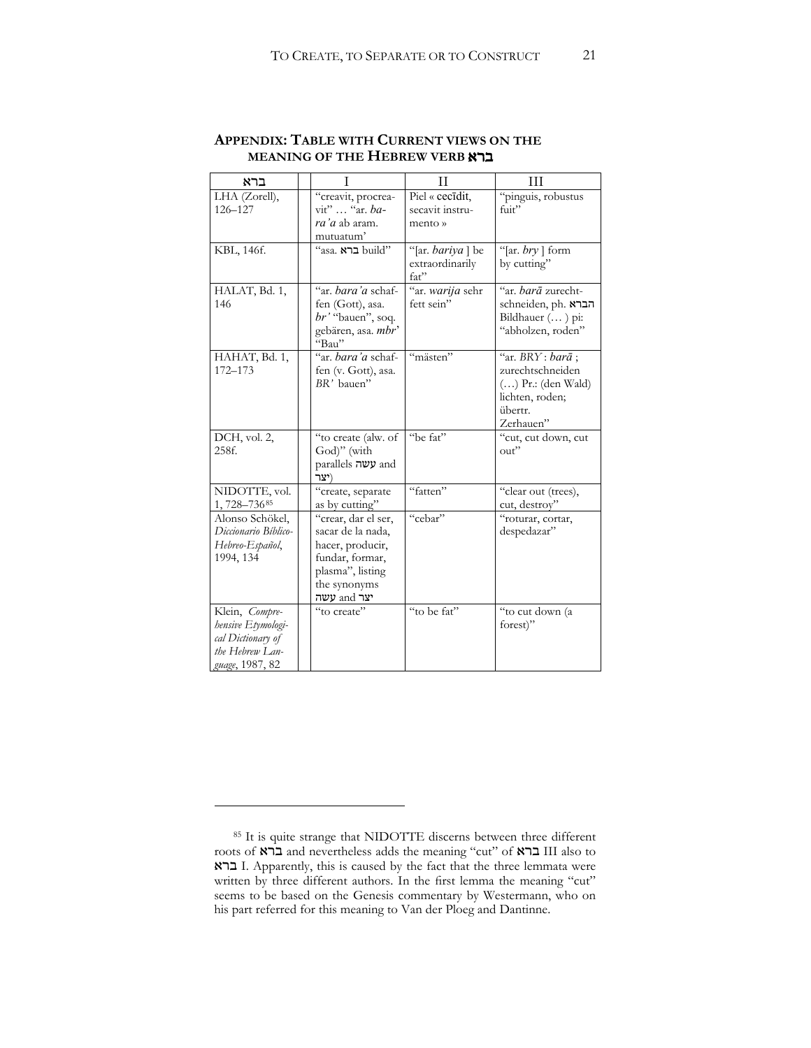## Appendix: Table with Current views on the meaning of the Hebrew verb ברא

| ברא | | I | II | III |
|---|---|---|---|---|
| LHA (Zorell), 126–127 | | "creavit, procreavit" … "ar. *bara'a* ab aram. mutuatum' | Piel « cecīdit, secavit instrumento » | "pinguis, robustus fuit" |
| KBL, 146f. | | "asa. ברא build" | "[ar. *bariya* ] be extraordinarily fat" | "[ar. *bry* ] form by cutting" |
| HALAT, Bd. 1, 146 | | "ar. *bara'a* schaffen (Gott), asa. *br'* "bauen", soq. gebären, asa. *mbr'* "Bau" | "ar. *warija* sehr fett sein" | "ar. *barā* zurechtschneiden, ph. הברא Bildhauer (… ) pi: "abholzen, roden" |
| HAHAT, Bd. 1, 172–173 | | "ar. *bara'a* schaffen (v. Gott), asa. *BR'* bauen" | "mästen" | "ar. *BRY* : *barā* ; zurechtschneiden (…) Pr.: (den Wald) lichten, roden; übertr. Zerhauen" |
| DCH, vol. 2, 258f. | | "to create (alw. of God)" (with parallels עשה and יצר) | "be fat" | "cut, cut down, cut out" |
| NIDOTTE, vol. 1, 728–736[85] | | "create, separate as by cutting" | "fatten" | "clear out (trees), cut, destroy" |
| Alonso Schökel, *Diccionario Bíblico-Hebreo-Español*, 1994, 134 | | "crear, dar el ser, sacar de la nada, hacer, producir, fundar, formar, plasma", listing the synonyms עשה and יצר | "cebar" | "roturar, cortar, despedazar" |
| Klein, *Comprehensive Etymological Dictionary of the Hebrew Language*, 1987, 82 | | "to create" | "to be fat" | "to cut down (a forest)" |

[85] It is quite strange that NIDOTTE discerns between three different roots of ברא and nevertheless adds the meaning "cut" of ברא III also to ברא I. Apparently, this is caused by the fact that the three lemmata were written by three different authors. In the first lemma the meaning "cut" seems to be based on the Genesis commentary by Westermann, who on his part referred for this meaning to Van der Ploeg and Dantinne.